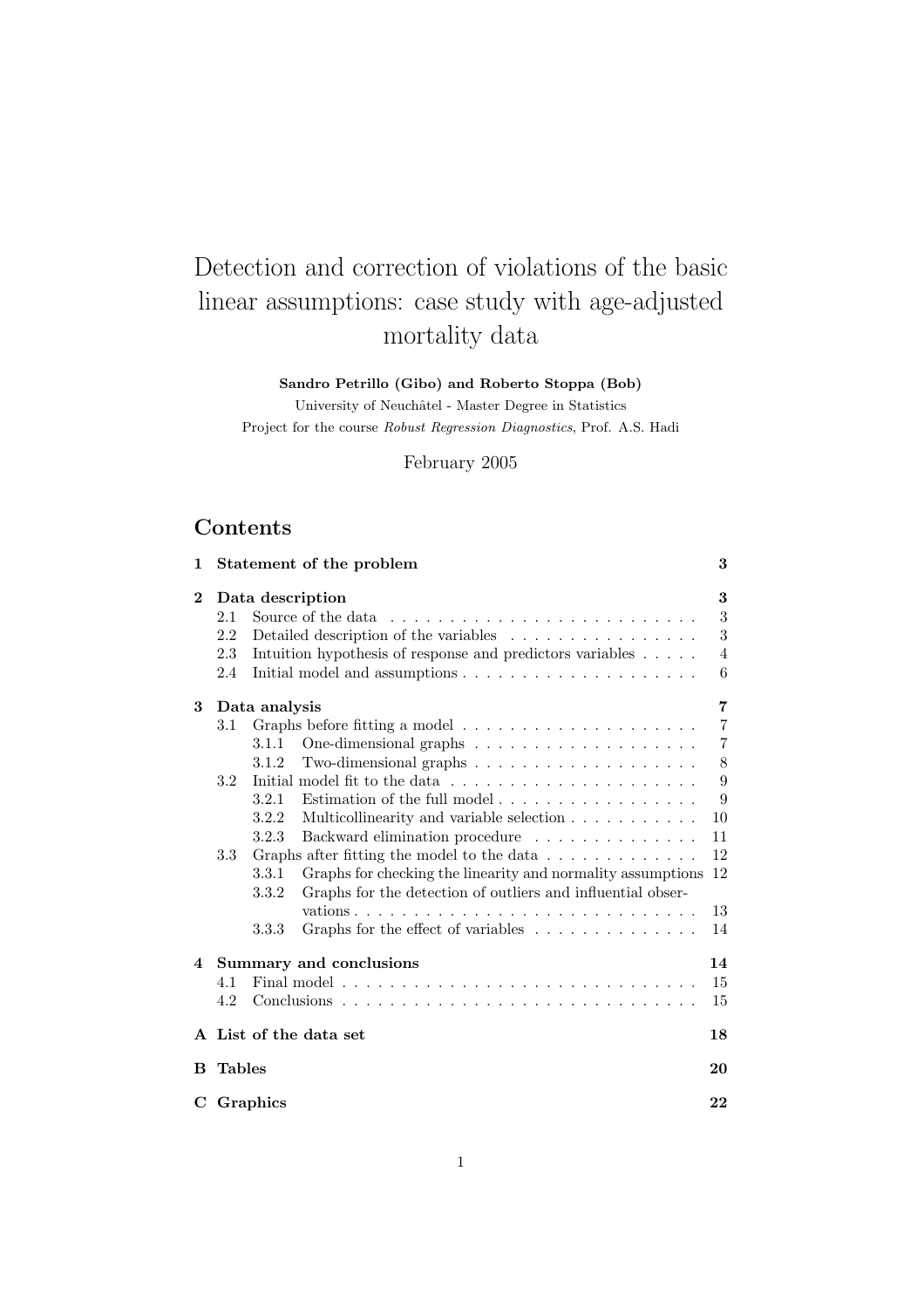# Detection and correction of violations of the basic linear assumptions: case study with age-adjusted mortality data

**Sandro Petrillo (Gibo) and Roberto Stoppa (Bob)**

University of Neuchâtel - Master Degree in Statistics

Project for the course *Robust Regression Diagnostics*, Prof. A.S. Hadi

February 2005

## Contents

- **1 Statement of the problem** — 3
- **2 Data description** — 3
  - 2.1 Source of the data — 3
  - 2.2 Detailed description of the variables — 3
  - 2.3 Intuition hypothesis of response and predictors variables — 4
  - 2.4 Initial model and assumptions — 6
- **3 Data analysis** — 7
  - 3.1 Graphs before fitting a model — 7
    - 3.1.1 One-dimensional graphs — 7
    - 3.1.2 Two-dimensional graphs — 8
  - 3.2 Initial model fit to the data — 9
    - 3.2.1 Estimation of the full model — 9
    - 3.2.2 Multicollinearity and variable selection — 10
    - 3.2.3 Backward elimination procedure — 11
  - 3.3 Graphs after fitting the model to the data — 12
    - 3.3.1 Graphs for checking the linearity and normality assumptions — 12
    - 3.3.2 Graphs for the detection of outliers and influential observations — 13
    - 3.3.3 Graphs for the effect of variables — 14
- **4 Summary and conclusions** — 14
  - 4.1 Final model — 15
  - 4.2 Conclusions — 15
- **A List of the data set** — 18
- **B Tables** — 20
- **C Graphics** — 22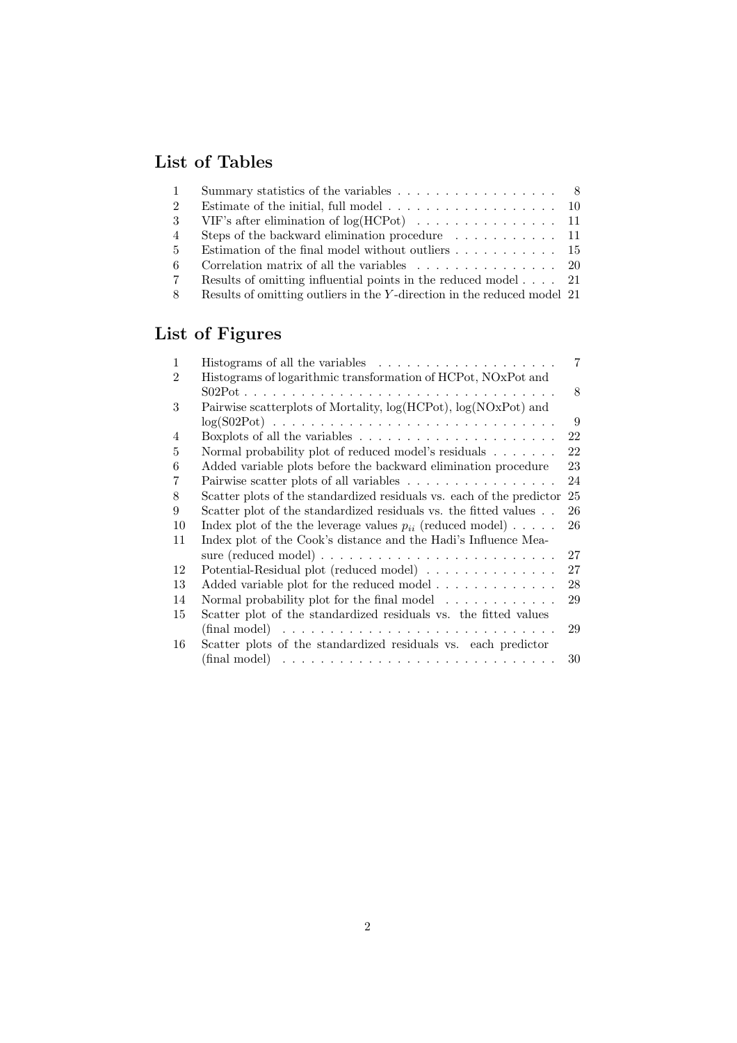## List of Tables

| | | |
|---|---|---|
| 1 | Summary statistics of the variables | 8 |
| 2 | Estimate of the initial, full model | 10 |
| 3 | VIF's after elimination of log(HCPot) | 11 |
| 4 | Steps of the backward elimination procedure | 11 |
| 5 | Estimation of the final model without outliers | 15 |
| 6 | Correlation matrix of all the variables | 20 |
| 7 | Results of omitting influential points in the reduced model | 21 |
| 8 | Results of omitting outliers in the $Y$-direction in the reduced model | 21 |

## List of Figures

| | | |
|---|---|---|
| 1 | Histograms of all the variables | 7 |
| 2 | Histograms of logarithmic transformation of HCPot, NOxPot and S02Pot | 8 |
| 3 | Pairwise scatterplots of Mortality, log(HCPot), log(NOxPot) and log(S02Pot) | 9 |
| 4 | Boxplots of all the variables | 22 |
| 5 | Normal probability plot of reduced model's residuals | 22 |
| 6 | Added variable plots before the backward elimination procedure | 23 |
| 7 | Pairwise scatter plots of all variables | 24 |
| 8 | Scatter plots of the standardized residuals vs. each of the predictor | 25 |
| 9 | Scatter plot of the standardized residuals vs. the fitted values | 26 |
| 10 | Index plot of the the leverage values $p_{ii}$ (reduced model) | 26 |
| 11 | Index plot of the Cook's distance and the Hadi's Influence Measure (reduced model) | 27 |
| 12 | Potential-Residual plot (reduced model) | 27 |
| 13 | Added variable plot for the reduced model | 28 |
| 14 | Normal probability plot for the final model | 29 |
| 15 | Scatter plot of the standardized residuals vs. the fitted values (final model) | 29 |
| 16 | Scatter plots of the standardized residuals vs. each predictor (final model) | 30 |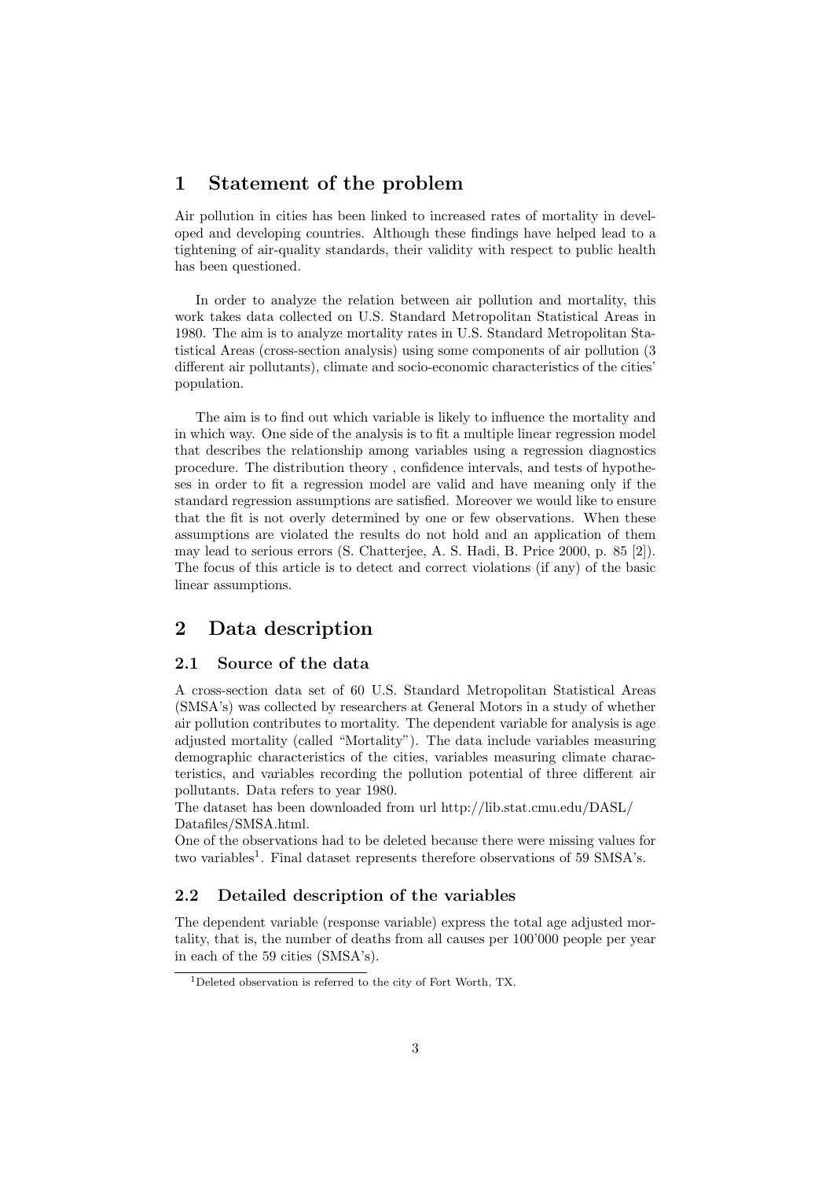# 1 Statement of the problem

Air pollution in cities has been linked to increased rates of mortality in developed and developing countries. Although these findings have helped lead to a tightening of air-quality standards, their validity with respect to public health has been questioned.

In order to analyze the relation between air pollution and mortality, this work takes data collected on U.S. Standard Metropolitan Statistical Areas in 1980. The aim is to analyze mortality rates in U.S. Standard Metropolitan Statistical Areas (cross-section analysis) using some components of air pollution (3 different air pollutants), climate and socio-economic characteristics of the cities' population.

The aim is to find out which variable is likely to influence the mortality and in which way. One side of the analysis is to fit a multiple linear regression model that describes the relationship among variables using a regression diagnostics procedure. The distribution theory , confidence intervals, and tests of hypotheses in order to fit a regression model are valid and have meaning only if the standard regression assumptions are satisfied. Moreover we would like to ensure that the fit is not overly determined by one or few observations. When these assumptions are violated the results do not hold and an application of them may lead to serious errors (S. Chatterjee, A. S. Hadi, B. Price 2000, p. 85 [2]). The focus of this article is to detect and correct violations (if any) of the basic linear assumptions.

# 2 Data description

## 2.1 Source of the data

A cross-section data set of 60 U.S. Standard Metropolitan Statistical Areas (SMSA's) was collected by researchers at General Motors in a study of whether air pollution contributes to mortality. The dependent variable for analysis is age adjusted mortality (called "Mortality"). The data include variables measuring demographic characteristics of the cities, variables measuring climate characteristics, and variables recording the pollution potential of three different air pollutants. Data refers to year 1980.

The dataset has been downloaded from url http://lib.stat.cmu.edu/DASL/Datafiles/SMSA.html.

One of the observations had to be deleted because there were missing values for two variables[1]. Final dataset represents therefore observations of 59 SMSA's.

## 2.2 Detailed description of the variables

The dependent variable (response variable) express the total age adjusted mortality, that is, the number of deaths from all causes per 100'000 people per year in each of the 59 cities (SMSA's).

[1] Deleted observation is referred to the city of Fort Worth, TX.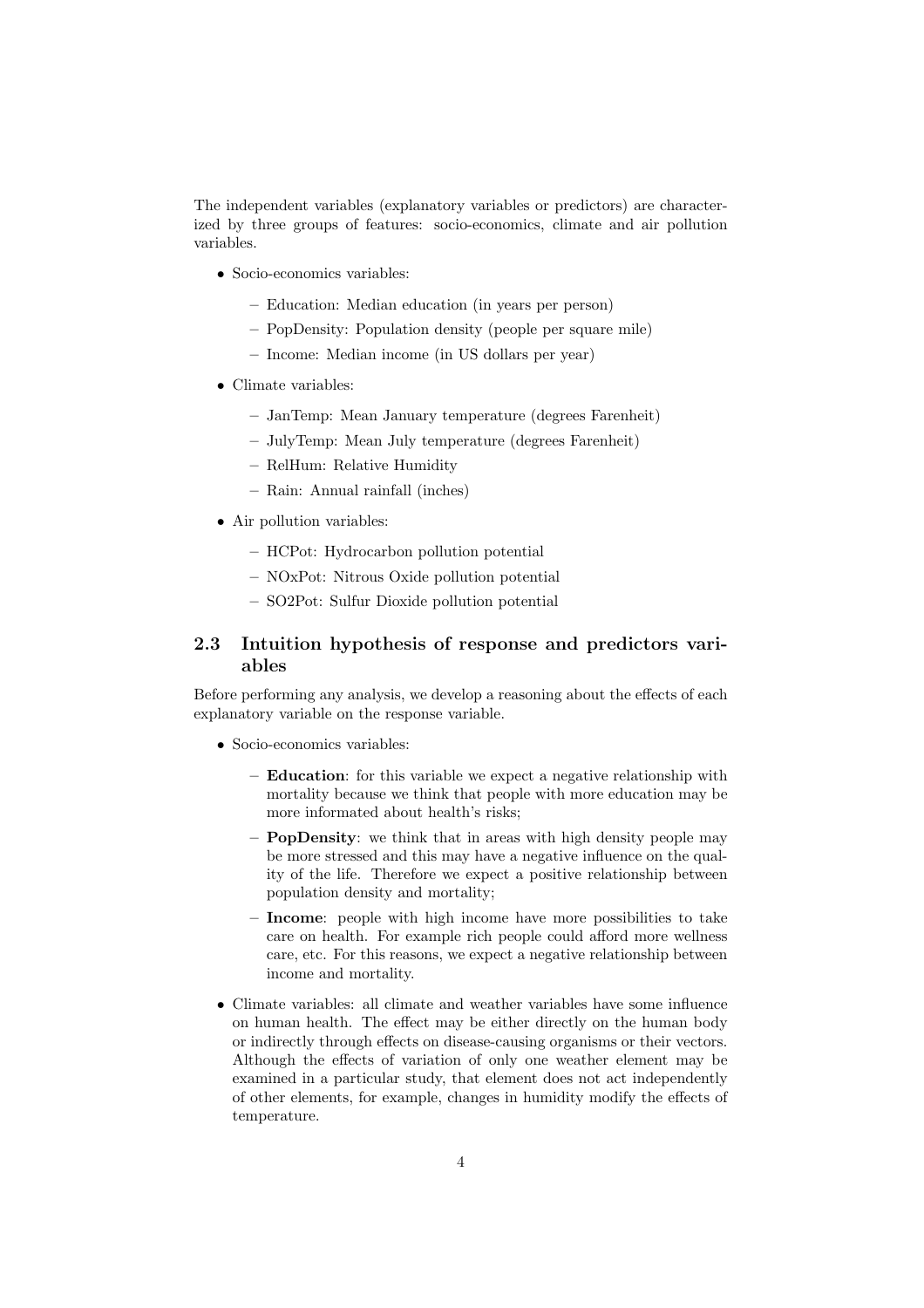The independent variables (explanatory variables or predictors) are characterized by three groups of features: socio-economics, climate and air pollution variables.

- Socio-economics variables:
  - Education: Median education (in years per person)
  - PopDensity: Population density (people per square mile)
  - Income: Median income (in US dollars per year)
- Climate variables:
  - JanTemp: Mean January temperature (degrees Farenheit)
  - JulyTemp: Mean July temperature (degrees Farenheit)
  - RelHum: Relative Humidity
  - Rain: Annual rainfall (inches)
- Air pollution variables:
  - HCPot: Hydrocarbon pollution potential
  - NOxPot: Nitrous Oxide pollution potential
  - SO2Pot: Sulfur Dioxide pollution potential

## 2.3 Intuition hypothesis of response and predictors variables

Before performing any analysis, we develop a reasoning about the effects of each explanatory variable on the response variable.

- Socio-economics variables:
  - **Education**: for this variable we expect a negative relationship with mortality because we think that people with more education may be more informated about health's risks;
  - **PopDensity**: we think that in areas with high density people may be more stressed and this may have a negative influence on the quality of the life. Therefore we expect a positive relationship between population density and mortality;
  - **Income**: people with high income have more possibilities to take care on health. For example rich people could afford more wellness care, etc. For this reasons, we expect a negative relationship between income and mortality.
- Climate variables: all climate and weather variables have some influence on human health. The effect may be either directly on the human body or indirectly through effects on disease-causing organisms or their vectors. Although the effects of variation of only one weather element may be examined in a particular study, that element does not act independently of other elements, for example, changes in humidity modify the effects of temperature.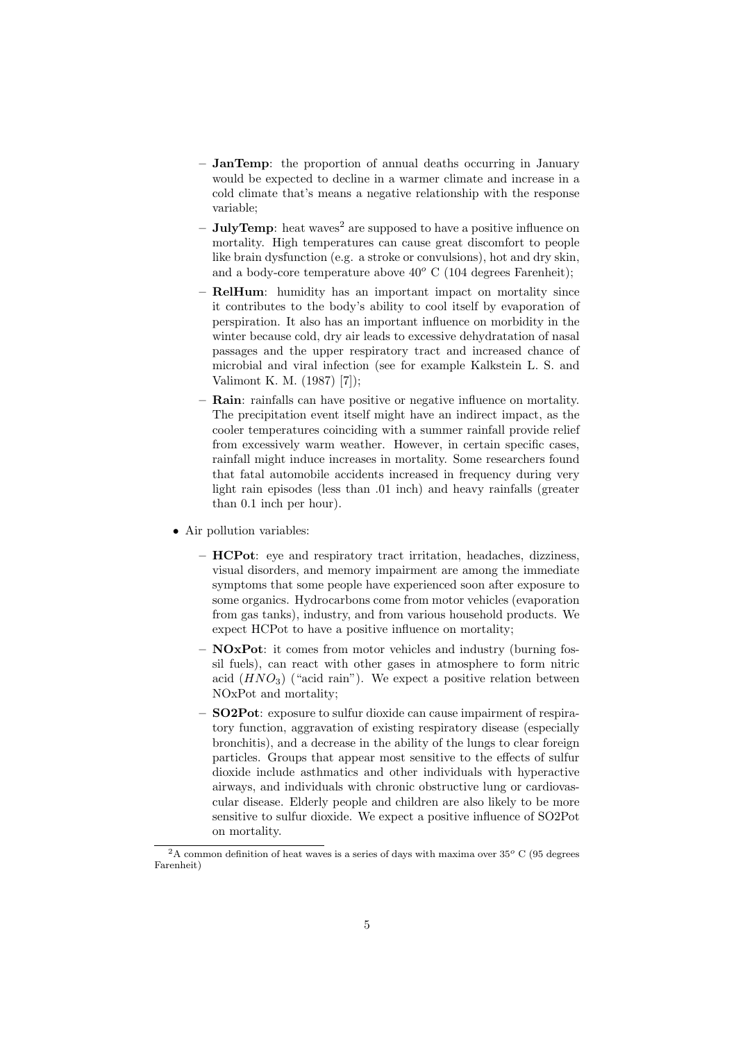- **JanTemp**: the proportion of annual deaths occurring in January would be expected to decline in a warmer climate and increase in a cold climate that's means a negative relationship with the response variable;
  - **JulyTemp**: heat waves[2] are supposed to have a positive influence on mortality. High temperatures can cause great discomfort to people like brain dysfunction (e.g. a stroke or convulsions), hot and dry skin, and a body-core temperature above $40^o$ C (104 degrees Farenheit);
  - **RelHum**: humidity has an important impact on mortality since it contributes to the body's ability to cool itself by evaporation of perspiration. It also has an important influence on morbidity in the winter because cold, dry air leads to excessive dehydratation of nasal passages and the upper respiratory tract and increased chance of microbial and viral infection (see for example Kalkstein L. S. and Valimont K. M. (1987) [7]);
  - **Rain**: rainfalls can have positive or negative influence on mortality. The precipitation event itself might have an indirect impact, as the cooler temperatures coinciding with a summer rainfall provide relief from excessively warm weather. However, in certain specific cases, rainfall might induce increases in mortality. Some researchers found that fatal automobile accidents increased in frequency during very light rain episodes (less than .01 inch) and heavy rainfalls (greater than 0.1 inch per hour).

- Air pollution variables:
  - **HCPot**: eye and respiratory tract irritation, headaches, dizziness, visual disorders, and memory impairment are among the immediate symptoms that some people have experienced soon after exposure to some organics. Hydrocarbons come from motor vehicles (evaporation from gas tanks), industry, and from various household products. We expect HCPot to have a positive influence on mortality;
  - **NOxPot**: it comes from motor vehicles and industry (burning fossil fuels), can react with other gases in atmosphere to form nitric acid ($HNO_3$) ("acid rain"). We expect a positive relation between NOxPot and mortality;
  - **SO2Pot**: exposure to sulfur dioxide can cause impairment of respiratory function, aggravation of existing respiratory disease (especially bronchitis), and a decrease in the ability of the lungs to clear foreign particles. Groups that appear most sensitive to the effects of sulfur dioxide include asthmatics and other individuals with hyperactive airways, and individuals with chronic obstructive lung or cardiovascular disease. Elderly people and children are also likely to be more sensitive to sulfur dioxide. We expect a positive influence of SO2Pot on mortality.

[2] A common definition of heat waves is a series of days with maxima over $35^o$ C (95 degrees Farenheit)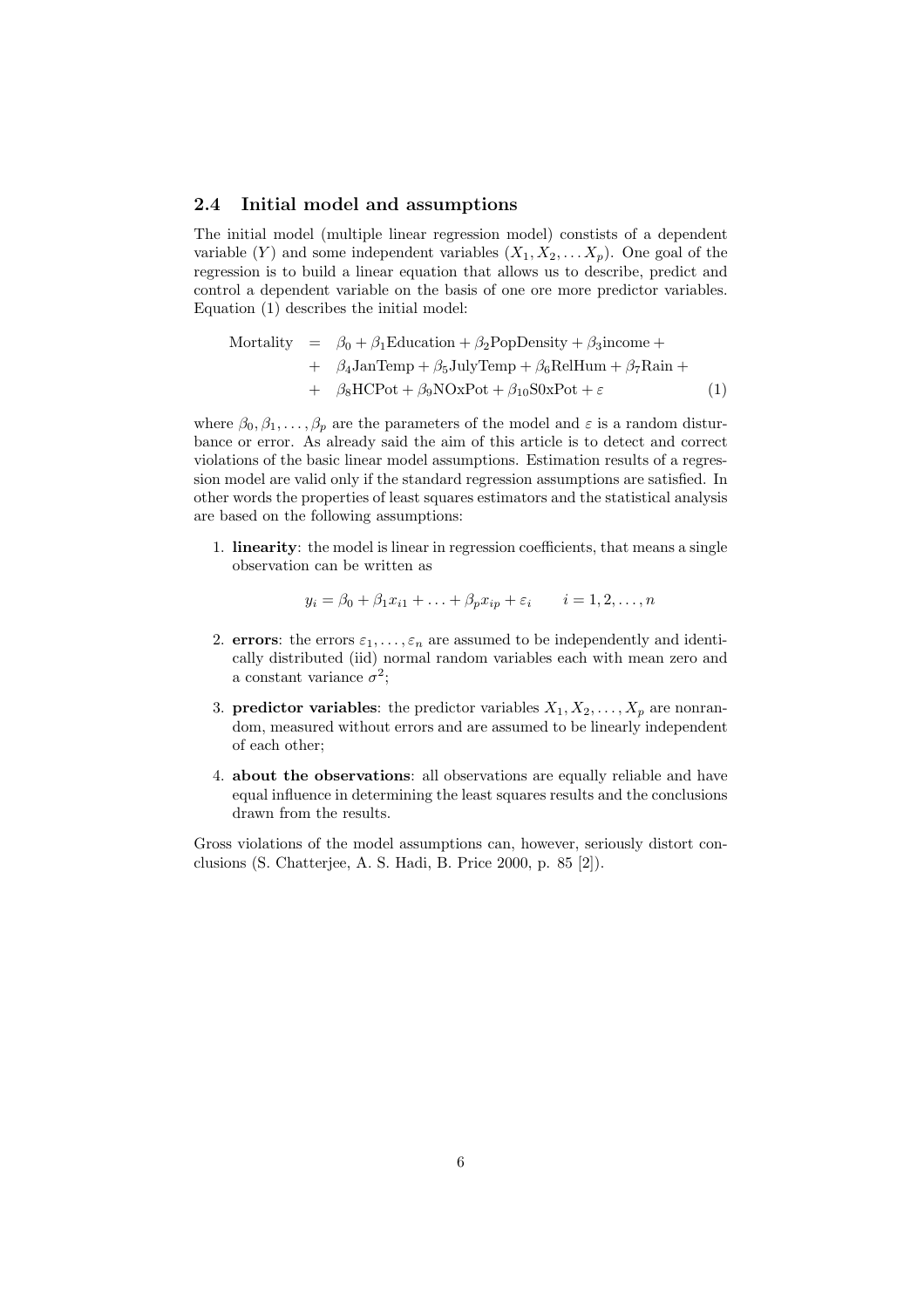## 2.4 Initial model and assumptions

The initial model (multiple linear regression model) constists of a dependent variable ($Y$) and some independent variables ($X_1, X_2, \dots X_p$). One goal of the regression is to build a linear equation that allows us to describe, predict and control a dependent variable on the basis of one ore more predictor variables. Equation (1) describes the initial model:

$$
\begin{aligned}
\text{Mortality} &= \beta_0 + \beta_1\text{Education} + \beta_2\text{PopDensity} + \beta_3\text{income} + \\
&+ \beta_4\text{JanTemp} + \beta_5\text{JulyTemp} + \beta_6\text{RelHum} + \beta_7\text{Rain} + \\
&+ \beta_8\text{HCPot} + \beta_9\text{NOxPot} + \beta_{10}\text{S0xPot} + \varepsilon \qquad (1)
\end{aligned}
$$

where $\beta_0, \beta_1, \dots, \beta_p$ are the parameters of the model and $\varepsilon$ is a random disturbance or error. As already said the aim of this article is to detect and correct violations of the basic linear model assumptions. Estimation results of a regression model are valid only if the standard regression assumptions are satisfied. In other words the properties of least squares estimators and the statistical analysis are based on the following assumptions:

1. **linearity**: the model is linear in regression coefficients, that means a single observation can be written as

$$y_i = \beta_0 + \beta_1 x_{i1} + \dots + \beta_p x_{ip} + \varepsilon_i \qquad i = 1, 2, \dots, n$$

2. **errors**: the errors $\varepsilon_1, \dots, \varepsilon_n$ are assumed to be independently and identically distributed (iid) normal random variables each with mean zero and a constant variance $\sigma^2$;

3. **predictor variables**: the predictor variables $X_1, X_2, \dots, X_p$ are nonrandom, measured without errors and are assumed to be linearly independent of each other;

4. **about the observations**: all observations are equally reliable and have equal influence in determining the least squares results and the conclusions drawn from the results.

Gross violations of the model assumptions can, however, seriously distort conclusions (S. Chatterjee, A. S. Hadi, B. Price 2000, p. 85 [2]).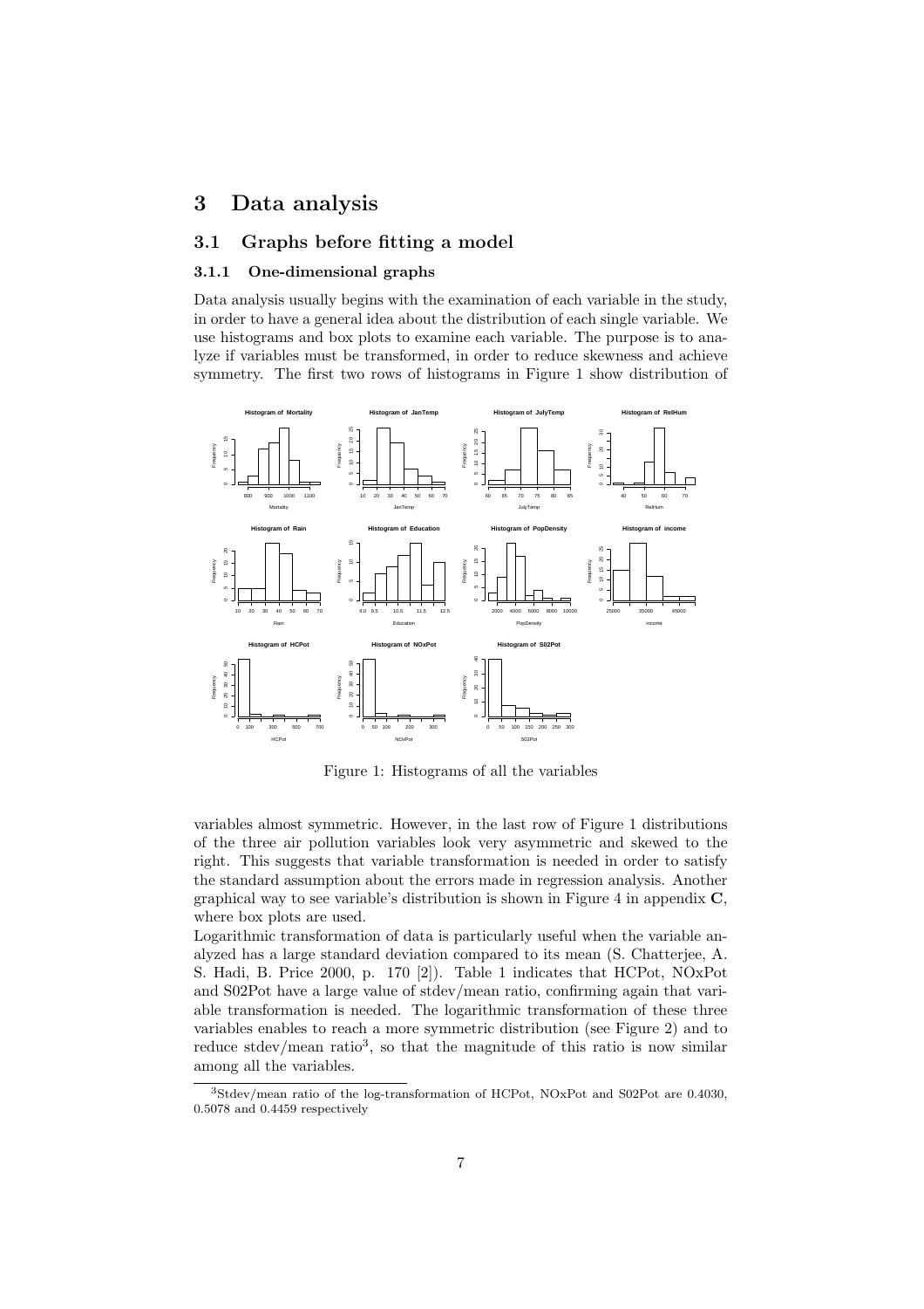# 3 Data analysis

## 3.1 Graphs before fitting a model

### 3.1.1 One-dimensional graphs

Data analysis usually begins with the examination of each variable in the study, in order to have a general idea about the distribution of each single variable. We use histograms and box plots to examine each variable. The purpose is to analyze if variables must be transformed, in order to reduce skewness and achieve symmetry. The first two rows of histograms in Figure 1 show distribution of

Figure 1: Histograms of all the variables

variables almost symmetric. However, in the last row of Figure 1 distributions of the three air pollution variables look very asymmetric and skewed to the right. This suggests that variable transformation is needed in order to satisfy the standard assumption about the errors made in regression analysis. Another graphical way to see variable's distribution is shown in Figure 4 in appendix **C**, where box plots are used.

Logarithmic transformation of data is particularly useful when the variable analyzed has a large standard deviation compared to its mean (S. Chatterjee, A. S. Hadi, B. Price 2000, p. 170 [2]). Table 1 indicates that HCPot, NOxPot and S02Pot have a large value of stdev/mean ratio, confirming again that variable transformation is needed. The logarithmic transformation of these three variables enables to reach a more symmetric distribution (see Figure 2) and to reduce stdev/mean ratio[3], so that the magnitude of this ratio is now similar among all the variables.

[3] Stdev/mean ratio of the log-transformation of HCPot, NOxPot and S02Pot are 0.4030, 0.5078 and 0.4459 respectively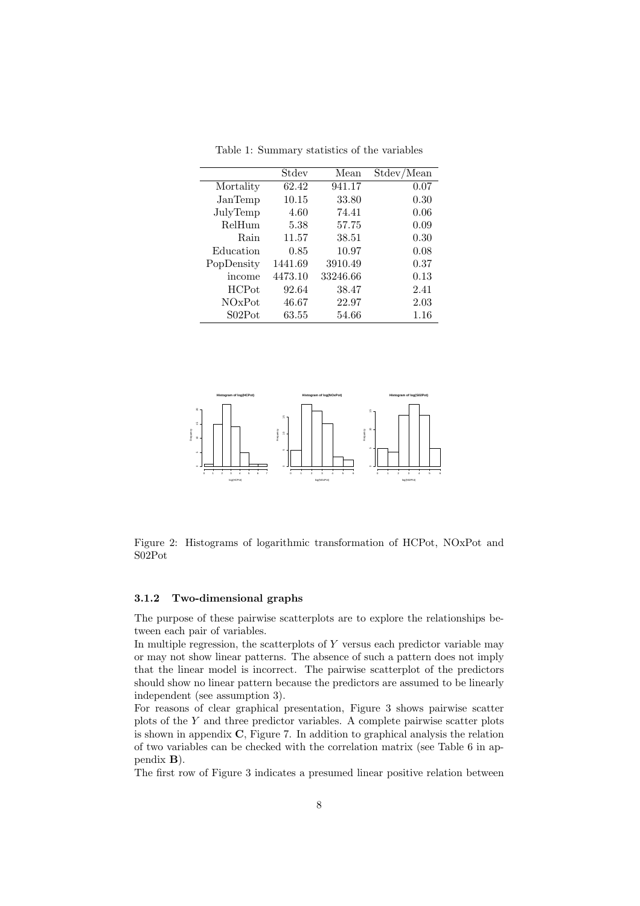Table 1: Summary statistics of the variables

| | Stdev | Mean | Stdev/Mean |
|---|---|---|---|
| Mortality | 62.42 | 941.17 | 0.07 |
| JanTemp | 10.15 | 33.80 | 0.30 |
| JulyTemp | 4.60 | 74.41 | 0.06 |
| RelHum | 5.38 | 57.75 | 0.09 |
| Rain | 11.57 | 38.51 | 0.30 |
| Education | 0.85 | 10.97 | 0.08 |
| PopDensity | 1441.69 | 3910.49 | 0.37 |
| income | 4473.10 | 33246.66 | 0.13 |
| HCPot | 92.64 | 38.47 | 2.41 |
| NOxPot | 46.67 | 22.97 | 2.03 |
| S02Pot | 63.55 | 54.66 | 1.16 |

Figure 2: Histograms of logarithmic transformation of HCPot, NOxPot and S02Pot

### 3.1.2 Two-dimensional graphs

The purpose of these pairwise scatterplots are to explore the relationships between each pair of variables.

In multiple regression, the scatterplots of $Y$ versus each predictor variable may or may not show linear patterns. The absence of such a pattern does not imply that the linear model is incorrect. The pairwise scatterplot of the predictors should show no linear pattern because the predictors are assumed to be linearly independent (see assumption 3).

For reasons of clear graphical presentation, Figure 3 shows pairwise scatter plots of the $Y$ and three predictor variables. A complete pairwise scatter plots is shown in appendix **C**, Figure 7. In addition to graphical analysis the relation of two variables can be checked with the correlation matrix (see Table 6 in appendix **B**).

The first row of Figure 3 indicates a presumed linear positive relation between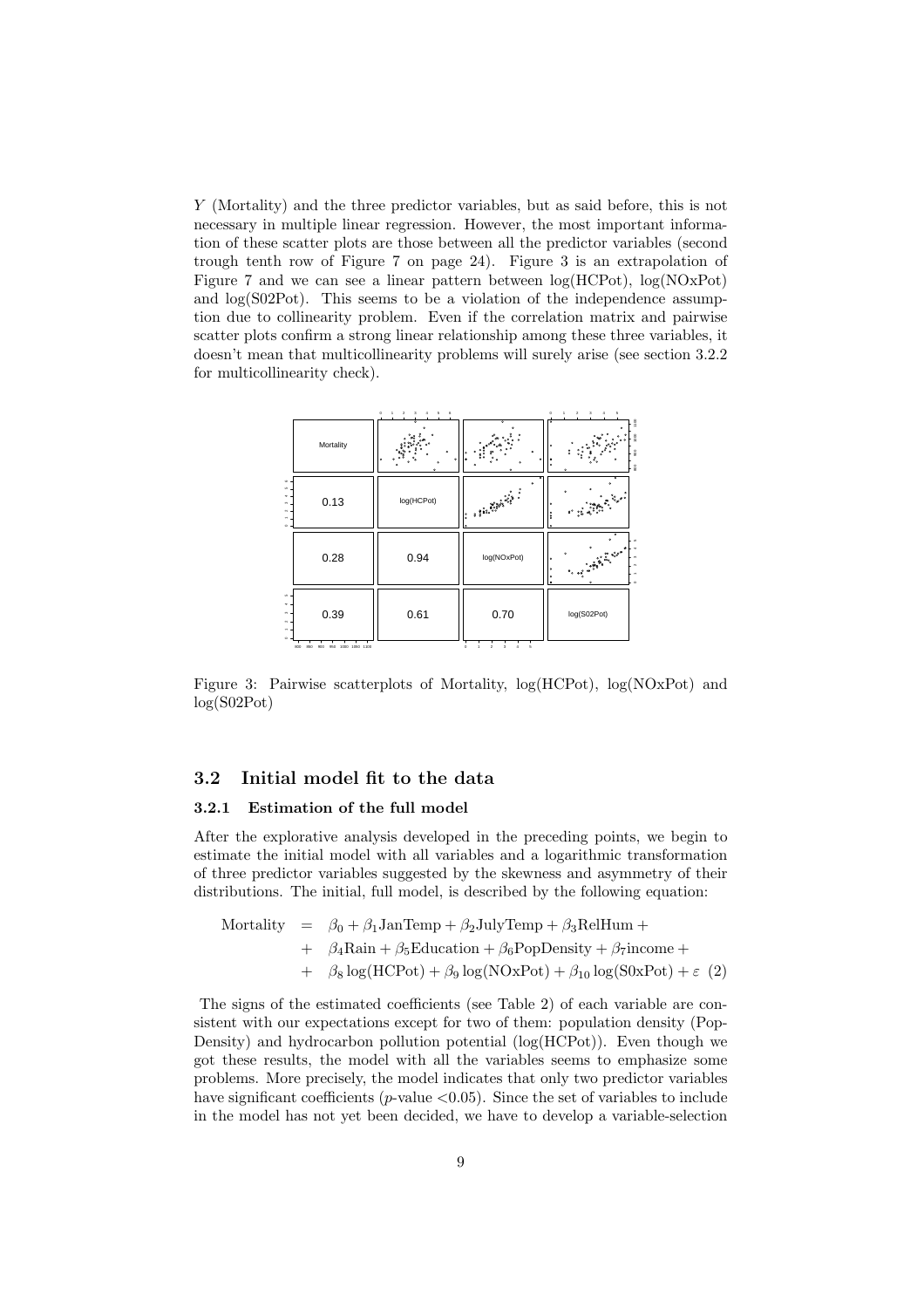$Y$ (Mortality) and the three predictor variables, but as said before, this is not necessary in multiple linear regression. However, the most important information of these scatter plots are those between all the predictor variables (second trough tenth row of Figure 7 on page 24). Figure 3 is an extrapolation of Figure 7 and we can see a linear pattern between log(HCPot), log(NOxPot) and log(S02Pot). This seems to be a violation of the independence assumption due to collinearity problem. Even if the correlation matrix and pairwise scatter plots confirm a strong linear relationship among these three variables, it doesn't mean that multicollinearity problems will surely arise (see section 3.2.2 for multicollinearity check).

Figure 3: Pairwise scatterplots of Mortality, log(HCPot), log(NOxPot) and log(S02Pot)

## 3.2 Initial model fit to the data

### 3.2.1 Estimation of the full model

After the explorative analysis developed in the preceding points, we begin to estimate the initial model with all variables and a logarithmic transformation of three predictor variables suggested by the skewness and asymmetry of their distributions. The initial, full model, is described by the following equation:

$$
\begin{aligned}
\text{Mortality} \;&=\; \beta_0 + \beta_1 \text{JanTemp} + \beta_2 \text{JulyTemp} + \beta_3 \text{RelHum} + \\
&+\; \beta_4 \text{Rain} + \beta_5 \text{Education} + \beta_6 \text{PopDensity} + \beta_7 \text{income} + \\
&+\; \beta_8 \log(\text{HCPot}) + \beta_9 \log(\text{NOxPot}) + \beta_{10} \log(\text{S0xPot}) + \varepsilon \quad (2)
\end{aligned}
$$

The signs of the estimated coefficients (see Table 2) of each variable are consistent with our expectations except for two of them: population density (PopDensity) and hydrocarbon pollution potential (log(HCPot)). Even though we got these results, the model with all the variables seems to emphasize some problems. More precisely, the model indicates that only two predictor variables have significant coefficients ($p$-value $<0.05$). Since the set of variables to include in the model has not yet been decided, we have to develop a variable-selection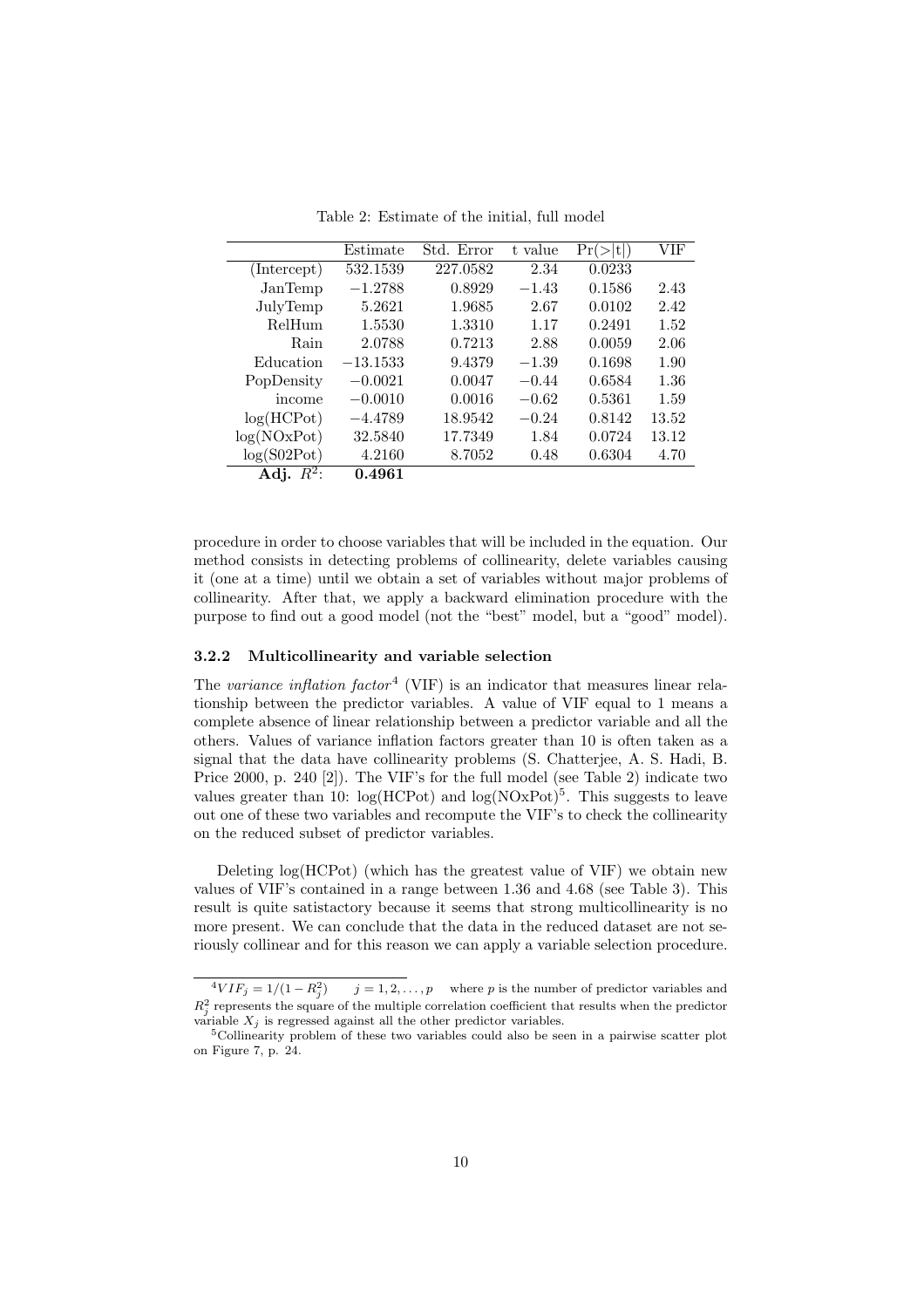Table 2: Estimate of the initial, full model

| | Estimate | Std. Error | t value | Pr(>\|t\|) | VIF |
|---|---|---|---|---|---|
| (Intercept) | 532.1539 | 227.0582 | 2.34 | 0.0233 | |
| JanTemp | −1.2788 | 0.8929 | −1.43 | 0.1586 | 2.43 |
| JulyTemp | 5.2621 | 1.9685 | 2.67 | 0.0102 | 2.42 |
| RelHum | 1.5530 | 1.3310 | 1.17 | 0.2491 | 1.52 |
| Rain | 2.0788 | 0.7213 | 2.88 | 0.0059 | 2.06 |
| Education | −13.1533 | 9.4379 | −1.39 | 0.1698 | 1.90 |
| PopDensity | −0.0021 | 0.0047 | −0.44 | 0.6584 | 1.36 |
| income | −0.0010 | 0.0016 | −0.62 | 0.5361 | 1.59 |
| log(HCPot) | −4.4789 | 18.9542 | −0.24 | 0.8142 | 13.52 |
| log(NOxPot) | 32.5840 | 17.7349 | 1.84 | 0.0724 | 13.12 |
| log(S02Pot) | 4.2160 | 8.7052 | 0.48 | 0.6304 | 4.70 |
| **Adj. $R^2$:** | **0.4961** | | | | |

procedure in order to choose variables that will be included in the equation. Our method consists in detecting problems of collinearity, delete variables causing it (one at a time) until we obtain a set of variables without major problems of collinearity. After that, we apply a backward elimination procedure with the purpose to find out a good model (not the "best" model, but a "good" model).

### 3.2.2 Multicollinearity and variable selection

The *variance inflation factor*[4] (VIF) is an indicator that measures linear relationship between the predictor variables. A value of VIF equal to 1 means a complete absence of linear relationship between a predictor variable and all the others. Values of variance inflation factors greater than 10 is often taken as a signal that the data have collinearity problems (S. Chatterjee, A. S. Hadi, B. Price 2000, p. 240 [2]). The VIF's for the full model (see Table 2) indicate two values greater than 10: log(HCPot) and log(NOxPot)[5]. This suggests to leave out one of these two variables and recompute the VIF's to check the collinearity on the reduced subset of predictor variables.

Deleting log(HCPot) (which has the greatest value of VIF) we obtain new values of VIF's contained in a range between 1.36 and 4.68 (see Table 3). This result is quite satistactory because it seems that strong multicollinearity is no more present. We can conclude that the data in the reduced dataset are not seriously collinear and for this reason we can apply a variable selection procedure.

---

[4] $VIF_j = 1/(1 - R_j^2)$ $\quad j = 1, 2, \dots, p$ $\quad$ where $p$ is the number of predictor variables and $R_j^2$ represents the square of the multiple correlation coefficient that results when the predictor variable $X_j$ is regressed against all the other predictor variables.

[5] Collinearity problem of these two variables could also be seen in a pairwise scatter plot on Figure 7, p. 24.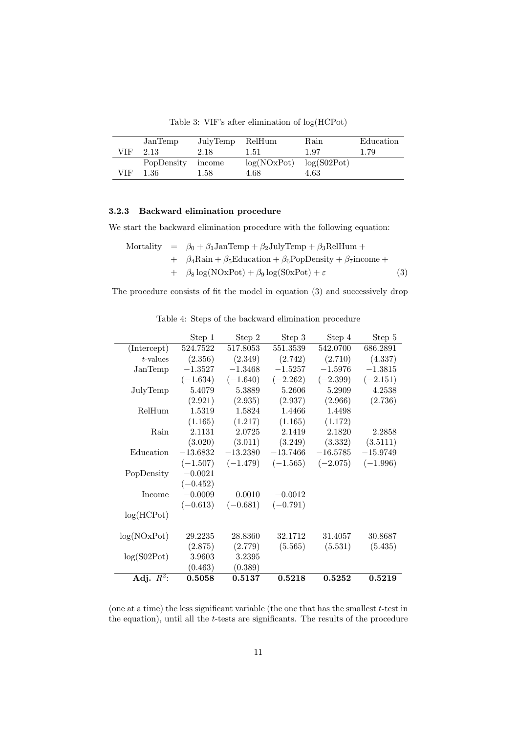Table 3: VIF's after elimination of log(HCPot)

| | JanTemp | JulyTemp | RelHum | Rain | Education |
|---|---|---|---|---|---|
| VIF | 2.13 | 2.18 | 1.51 | 1.97 | 1.79 |
| | PopDensity | income | log(NOxPot) | log(S02Pot) | |
| VIF | 1.36 | 1.58 | 4.68 | 4.63 | |

### 3.2.3 Backward elimination procedure

We start the backward elimination procedure with the following equation:

$$
\begin{aligned}
\text{Mortality} &= \beta_0 + \beta_1 \text{JanTemp} + \beta_2 \text{JulyTemp} + \beta_3 \text{RelHum} + \\
&+ \beta_4 \text{Rain} + \beta_5 \text{Education} + \beta_6 \text{PopDensity} + \beta_7 \text{income} + \\
&+ \beta_8 \log(\text{NOxPot}) + \beta_9 \log(\text{S0xPot}) + \varepsilon \qquad (3)
\end{aligned}
$$

The procedure consists of fit the model in equation (3) and successively drop (one at a time) the less significant variable (the one that has the smallest $t$-test in the equation), until all the $t$-tests are significants. The results of the procedure

Table 4: Steps of the backward elimination procedure

| | Step 1 | Step 2 | Step 3 | Step 4 | Step 5 |
|---|---|---|---|---|---|
| (Intercept) | 524.7522 | 517.8053 | 551.3539 | 542.0700 | 686.2891 |
| $t$-values | (2.356) | (2.349) | (2.742) | (2.710) | (4.337) |
| JanTemp | −1.3527 | −1.3468 | −1.5257 | −1.5976 | −1.3815 |
| | (−1.634) | (−1.640) | (−2.262) | (−2.399) | (−2.151) |
| JulyTemp | 5.4079 | 5.3889 | 5.2606 | 5.2909 | 4.2538 |
| | (2.921) | (2.935) | (2.937) | (2.966) | (2.736) |
| RelHum | 1.5319 | 1.5824 | 1.4466 | 1.4498 | |
| | (1.165) | (1.217) | (1.165) | (1.172) | |
| Rain | 2.1131 | 2.0725 | 2.1419 | 2.1820 | 2.2858 |
| | (3.020) | (3.011) | (3.249) | (3.332) | (3.5111) |
| Education | −13.6832 | −13.2380 | −13.7466 | −16.5785 | −15.9749 |
| | (−1.507) | (−1.479) | (−1.565) | (−2.075) | (−1.996) |
| PopDensity | −0.0021 | | | | |
| | (−0.452) | | | | |
| Income | −0.0009 | 0.0010 | −0.0012 | | |
| | (−0.613) | (−0.681) | (−0.791) | | |
| log(HCPot) | | | | | |
| log(NOxPot) | 29.2235 | 28.8360 | 32.1712 | 31.4057 | 30.8687 |
| | (2.875) | (2.779) | (5.565) | (5.531) | (5.435) |
| log(S02Pot) | 3.9603 | 3.2395 | | | |
| | (0.463) | (0.389) | | | |
| **Adj. $R^2$:** | **0.5058** | **0.5137** | **0.5218** | **0.5252** | **0.5219** |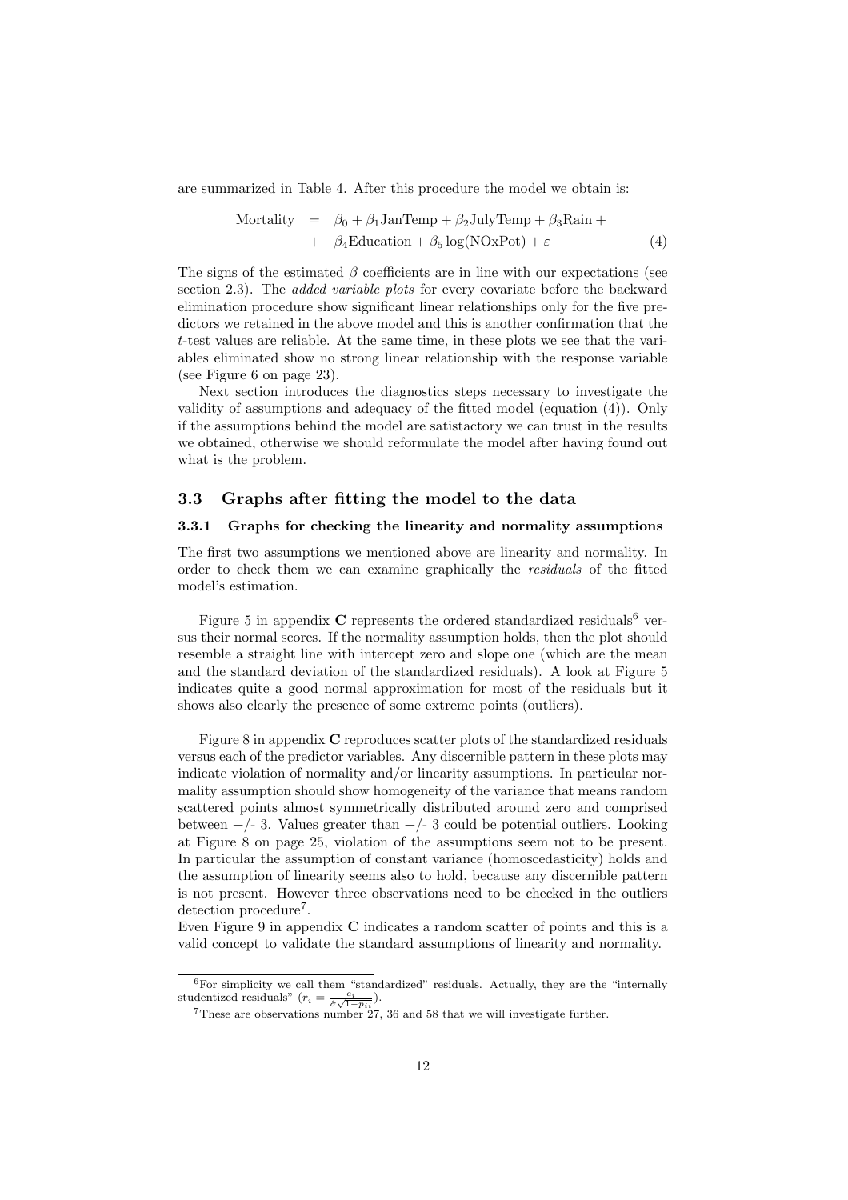are summarized in Table 4. After this procedure the model we obtain is:

$$\begin{aligned} \text{Mortality} &= \beta_0 + \beta_1 \text{JanTemp} + \beta_2 \text{JulyTemp} + \beta_3 \text{Rain} + \\ &+ \beta_4 \text{Education} + \beta_5 \log(\text{NOxPot}) + \varepsilon \end{aligned} \tag{4}$$

The signs of the estimated $\beta$ coefficients are in line with our expectations (see section 2.3). The *added variable plots* for every covariate before the backward elimination procedure show significant linear relationships only for the five predictors we retained in the above model and this is another confirmation that the $t$-test values are reliable. At the same time, in these plots we see that the variables eliminated show no strong linear relationship with the response variable (see Figure 6 on page 23).

Next section introduces the diagnostics steps necessary to investigate the validity of assumptions and adequacy of the fitted model (equation (4)). Only if the assumptions behind the model are satistactory we can trust in the results we obtained, otherwise we should reformulate the model after having found out what is the problem.

## 3.3 Graphs after fitting the model to the data

### 3.3.1 Graphs for checking the linearity and normality assumptions

The first two assumptions we mentioned above are linearity and normality. In order to check them we can examine graphically the *residuals* of the fitted model's estimation.

Figure 5 in appendix **C** represents the ordered standardized residuals[6] versus their normal scores. If the normality assumption holds, then the plot should resemble a straight line with intercept zero and slope one (which are the mean and the standard deviation of the standardized residuals). A look at Figure 5 indicates quite a good normal approximation for most of the residuals but it shows also clearly the presence of some extreme points (outliers).

Figure 8 in appendix **C** reproduces scatter plots of the standardized residuals versus each of the predictor variables. Any discernible pattern in these plots may indicate violation of normality and/or linearity assumptions. In particular normality assumption should show homogeneity of the variance that means random scattered points almost symmetrically distributed around zero and comprised between +/- 3. Values greater than +/- 3 could be potential outliers. Looking at Figure 8 on page 25, violation of the assumptions seem not to be present. In particular the assumption of constant variance (homoscedasticity) holds and the assumption of linearity seems also to hold, because any discernible pattern is not present. However three observations need to be checked in the outliers detection procedure[7].

Even Figure 9 in appendix **C** indicates a random scatter of points and this is a valid concept to validate the standard assumptions of linearity and normality.

---

[6] For simplicity we call them "standardized" residuals. Actually, they are the "internally studentized residuals" ($r_i = \frac{e_i}{\hat{\sigma}\sqrt{1-p_{ii}}}$).

[7] These are observations number 27, 36 and 58 that we will investigate further.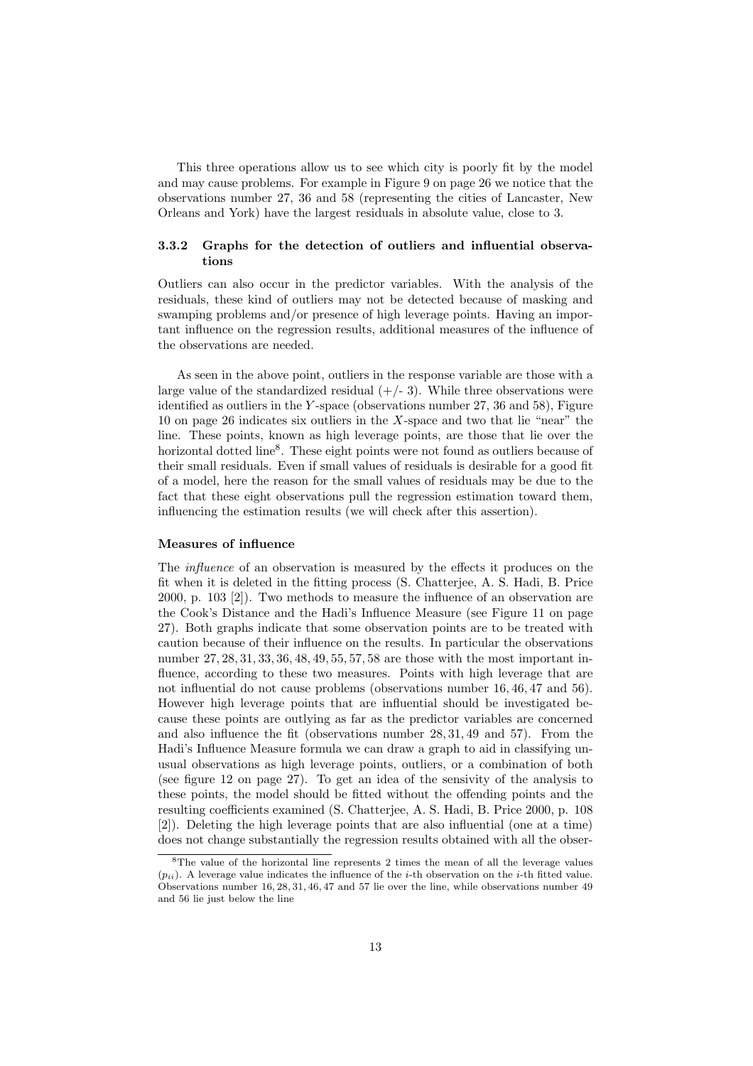This three operations allow us to see which city is poorly fit by the model and may cause problems. For example in Figure 9 on page 26 we notice that the observations number 27, 36 and 58 (representing the cities of Lancaster, New Orleans and York) have the largest residuals in absolute value, close to 3.

### 3.3.2 Graphs for the detection of outliers and influential observations

Outliers can also occur in the predictor variables. With the analysis of the residuals, these kind of outliers may not be detected because of masking and swamping problems and/or presence of high leverage points. Having an important influence on the regression results, additional measures of the influence of the observations are needed.

As seen in the above point, outliers in the response variable are those with a large value of the standardized residual (+/- 3). While three observations were identified as outliers in the $Y$-space (observations number 27, 36 and 58), Figure 10 on page 26 indicates six outliers in the $X$-space and two that lie "near" the line. These points, known as high leverage points, are those that lie over the horizontal dotted line[8]. These eight points were not found as outliers because of their small residuals. Even if small values of residuals is desirable for a good fit of a model, here the reason for the small values of residuals may be due to the fact that these eight observations pull the regression estimation toward them, influencing the estimation results (we will check after this assertion).

#### Measures of influence

The *influence* of an observation is measured by the effects it produces on the fit when it is deleted in the fitting process (S. Chatterjee, A. S. Hadi, B. Price 2000, p. 103 [2]). Two methods to measure the influence of an observation are the Cook's Distance and the Hadi's Influence Measure (see Figure 11 on page 27). Both graphs indicate that some observation points are to be treated with caution because of their influence on the results. In particular the observations number $27, 28, 31, 33, 36, 48, 49, 55, 57, 58$ are those with the most important influence, according to these two measures. Points with high leverage that are not influential do not cause problems (observations number $16, 46, 47$ and $56$). However high leverage points that are influential should be investigated because these points are outlying as far as the predictor variables are concerned and also influence the fit (observations number $28, 31, 49$ and $57$). From the Hadi's Influence Measure formula we can draw a graph to aid in classifying unusual observations as high leverage points, outliers, or a combination of both (see figure 12 on page 27). To get an idea of the sensivity of the analysis to these points, the model should be fitted without the offending points and the resulting coefficients examined (S. Chatterjee, A. S. Hadi, B. Price 2000, p. 108 [2]). Deleting the high leverage points that are also influential (one at a time) does not change substantially the regression results obtained with all the obser-

[8] The value of the horizontal line represents 2 times the mean of all the leverage values ($p_{ii}$). A leverage value indicates the influence of the $i$-th observation on the $i$-th fitted value. Observations number $16, 28, 31, 46, 47$ and $57$ lie over the line, while observations number 49 and 56 lie just below the line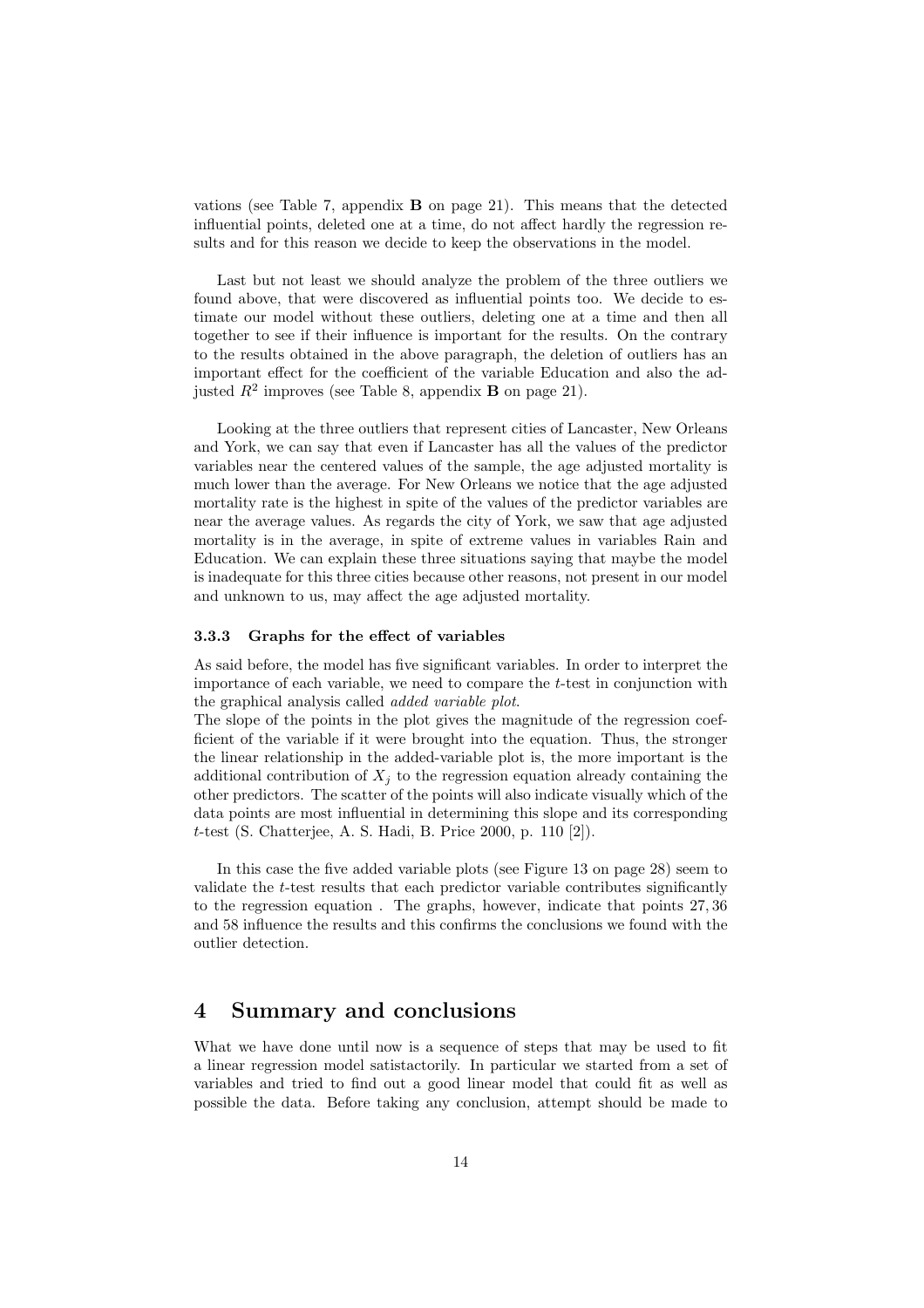vations (see Table 7, appendix **B** on page 21). This means that the detected influential points, deleted one at a time, do not affect hardly the regression results and for this reason we decide to keep the observations in the model.

Last but not least we should analyze the problem of the three outliers we found above, that were discovered as influential points too. We decide to estimate our model without these outliers, deleting one at a time and then all together to see if their influence is important for the results. On the contrary to the results obtained in the above paragraph, the deletion of outliers has an important effect for the coefficient of the variable Education and also the adjusted $R^2$ improves (see Table 8, appendix **B** on page 21).

Looking at the three outliers that represent cities of Lancaster, New Orleans and York, we can say that even if Lancaster has all the values of the predictor variables near the centered values of the sample, the age adjusted mortality is much lower than the average. For New Orleans we notice that the age adjusted mortality rate is the highest in spite of the values of the predictor variables are near the average values. As regards the city of York, we saw that age adjusted mortality is in the average, in spite of extreme values in variables Rain and Education. We can explain these three situations saying that maybe the model is inadequate for this three cities because other reasons, not present in our model and unknown to us, may affect the age adjusted mortality.

### 3.3.3 Graphs for the effect of variables

As said before, the model has five significant variables. In order to interpret the importance of each variable, we need to compare the $t$-test in conjunction with the graphical analysis called *added variable plot*.
The slope of the points in the plot gives the magnitude of the regression coefficient of the variable if it were brought into the equation. Thus, the stronger the linear relationship in the added-variable plot is, the more important is the additional contribution of $X_j$ to the regression equation already containing the other predictors. The scatter of the points will also indicate visually which of the data points are most influential in determining this slope and its corresponding $t$-test (S. Chatterjee, A. S. Hadi, B. Price 2000, p. 110 [2]).

In this case the five added variable plots (see Figure 13 on page 28) seem to validate the $t$-test results that each predictor variable contributes significantly to the regression equation . The graphs, however, indicate that points 27, 36 and 58 influence the results and this confirms the conclusions we found with the outlier detection.

# 4 Summary and conclusions

What we have done until now is a sequence of steps that may be used to fit a linear regression model satistactorily. In particular we started from a set of variables and tried to find out a good linear model that could fit as well as possible the data. Before taking any conclusion, attempt should be made to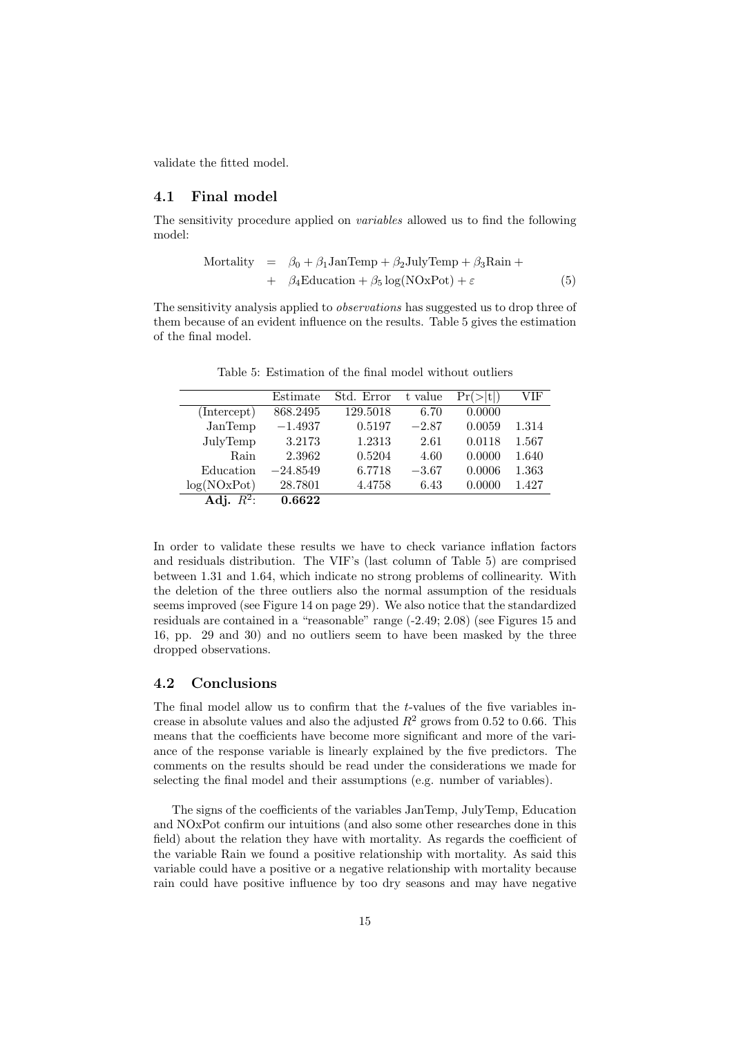validate the fitted model.

## 4.1 Final model

The sensitivity procedure applied on *variables* allowed us to find the following model:

$$
\begin{aligned}
\text{Mortality} &= \beta_0 + \beta_1 \text{JanTemp} + \beta_2 \text{JulyTemp} + \beta_3 \text{Rain} + \\
&+ \beta_4 \text{Education} + \beta_5 \log(\text{NOxPot}) + \varepsilon
\end{aligned} \tag{5}
$$

The sensitivity analysis applied to *observations* has suggested us to drop three of them because of an evident influence on the results. Table 5 gives the estimation of the final model.

Table 5: Estimation of the final model without outliers

| | Estimate | Std. Error | t value | Pr(>\|t\|) | VIF |
|---|---|---|---|---|---|
| (Intercept) | 868.2495 | 129.5018 | 6.70 | 0.0000 | |
| JanTemp | −1.4937 | 0.5197 | −2.87 | 0.0059 | 1.314 |
| JulyTemp | 3.2173 | 1.2313 | 2.61 | 0.0118 | 1.567 |
| Rain | 2.3962 | 0.5204 | 4.60 | 0.0000 | 1.640 |
| Education | −24.8549 | 6.7718 | −3.67 | 0.0006 | 1.363 |
| log(NOxPot) | 28.7801 | 4.4758 | 6.43 | 0.0000 | 1.427 |
| **Adj. $R^2$:** | **0.6622** | | | | |

In order to validate these results we have to check variance inflation factors and residuals distribution. The VIF's (last column of Table 5) are comprised between 1.31 and 1.64, which indicate no strong problems of collinearity. With the deletion of the three outliers also the normal assumption of the residuals seems improved (see Figure 14 on page 29). We also notice that the standardized residuals are contained in a "reasonable" range (-2.49; 2.08) (see Figures 15 and 16, pp. 29 and 30) and no outliers seem to have been masked by the three dropped observations.

## 4.2 Conclusions

The final model allow us to confirm that the $t$-values of the five variables increase in absolute values and also the adjusted $R^2$ grows from 0.52 to 0.66. This means that the coefficients have become more significant and more of the variance of the response variable is linearly explained by the five predictors. The comments on the results should be read under the considerations we made for selecting the final model and their assumptions (e.g. number of variables).

The signs of the coefficients of the variables JanTemp, JulyTemp, Education and NOxPot confirm our intuitions (and also some other researches done in this field) about the relation they have with mortality. As regards the coefficient of the variable Rain we found a positive relationship with mortality. As said this variable could have a positive or a negative relationship with mortality because rain could have positive influence by too dry seasons and may have negative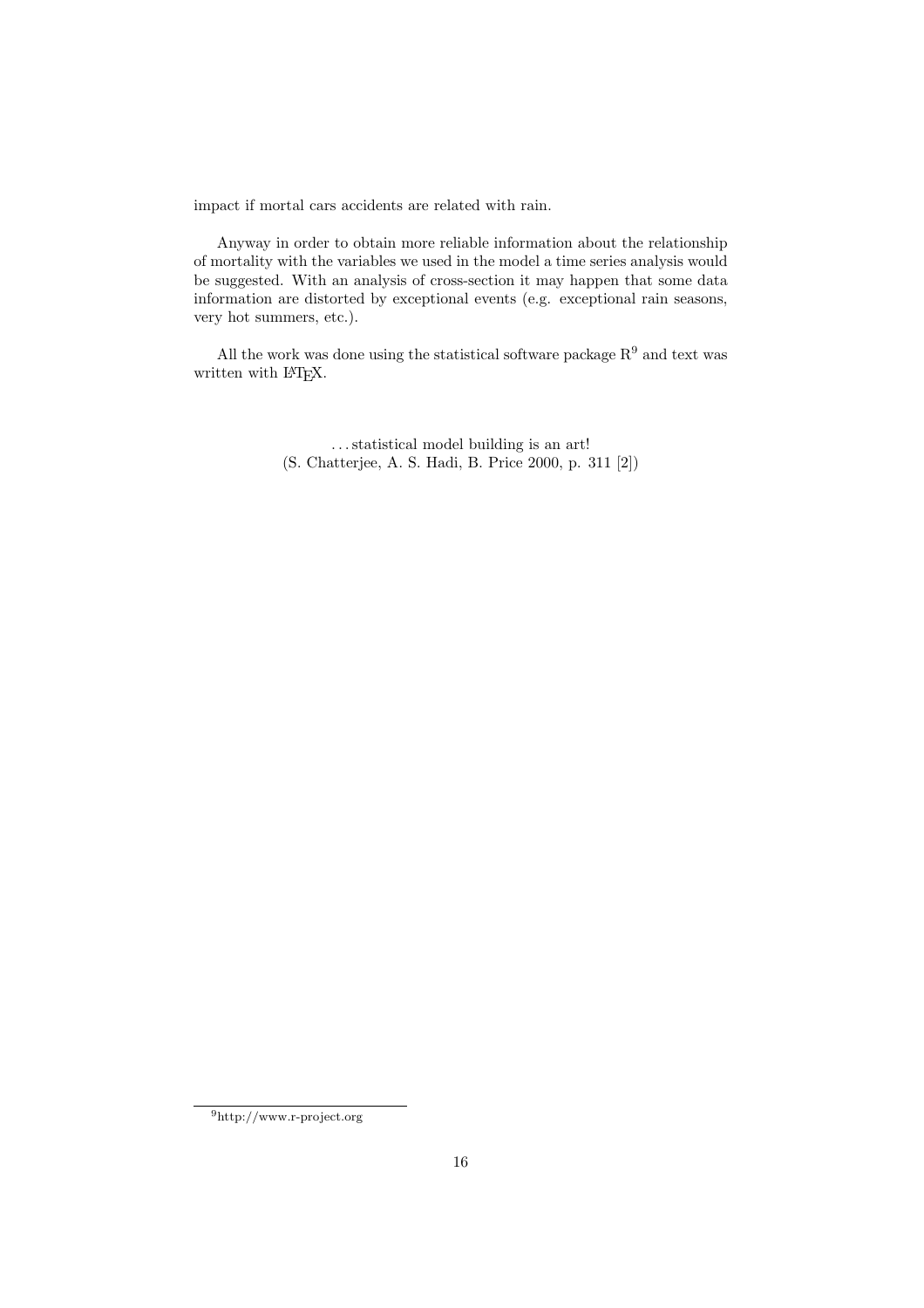impact if mortal cars accidents are related with rain.

Anyway in order to obtain more reliable information about the relationship of mortality with the variables we used in the model a time series analysis would be suggested. With an analysis of cross-section it may happen that some data information are distorted by exceptional events (e.g. exceptional rain seasons, very hot summers, etc.).

All the work was done using the statistical software package R[9] and text was written with LaTeX.

...statistical model building is an art!
(S. Chatterjee, A. S. Hadi, B. Price 2000, p. 311 [2])

[9] http://www.r-project.org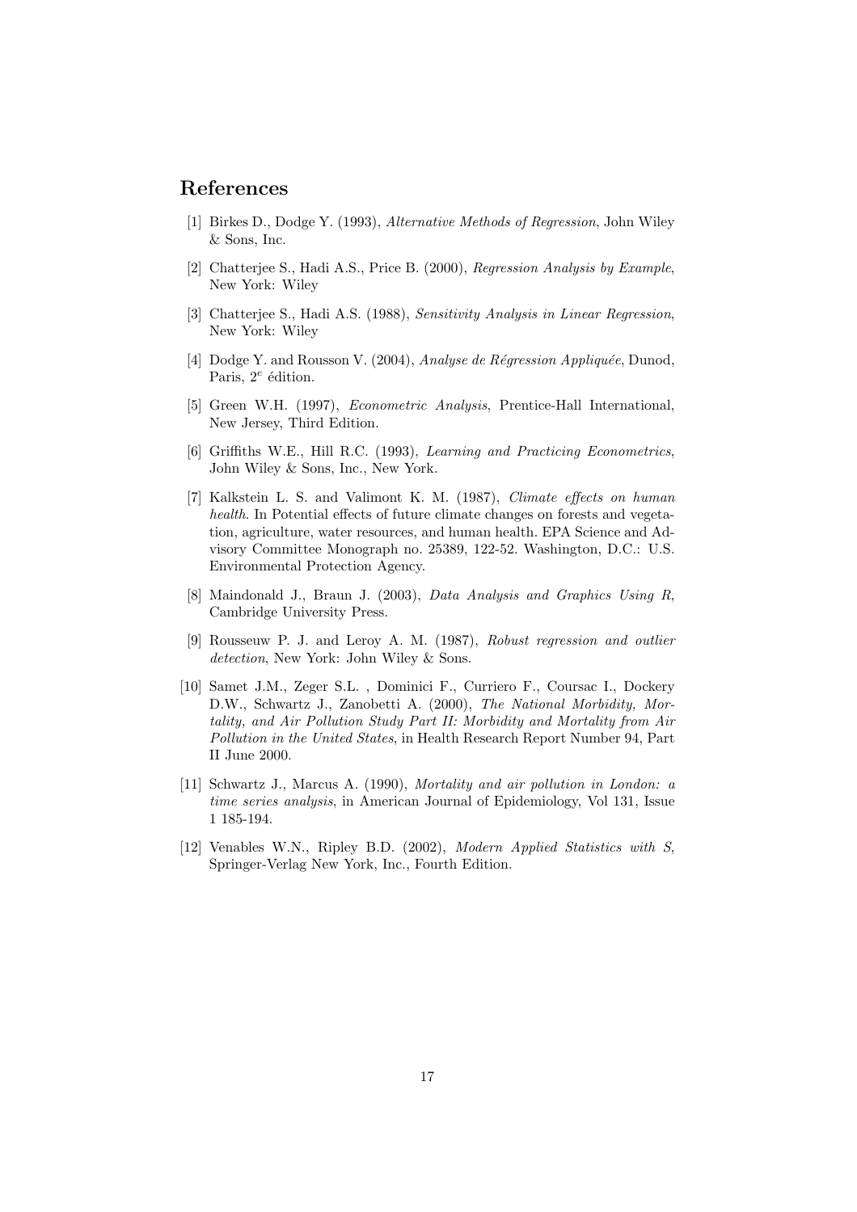## References

[1] Birkes D., Dodge Y. (1993), *Alternative Methods of Regression*, John Wiley & Sons, Inc.

[2] Chatterjee S., Hadi A.S., Price B. (2000), *Regression Analysis by Example*, New York: Wiley

[3] Chatterjee S., Hadi A.S. (1988), *Sensitivity Analysis in Linear Regression*, New York: Wiley

[4] Dodge Y. and Rousson V. (2004), *Analyse de Régression Appliquée*, Dunod, Paris, $2^e$ édition.

[5] Green W.H. (1997), *Econometric Analysis*, Prentice-Hall International, New Jersey, Third Edition.

[6] Griffiths W.E., Hill R.C. (1993), *Learning and Practicing Econometrics*, John Wiley & Sons, Inc., New York.

[7] Kalkstein L. S. and Valimont K. M. (1987), *Climate effects on human health*. In Potential effects of future climate changes on forests and vegetation, agriculture, water resources, and human health. EPA Science and Advisory Committee Monograph no. 25389, 122-52. Washington, D.C.: U.S. Environmental Protection Agency.

[8] Maindonald J., Braun J. (2003), *Data Analysis and Graphics Using R*, Cambridge University Press.

[9] Rousseuw P. J. and Leroy A. M. (1987), *Robust regression and outlier detection*, New York: John Wiley & Sons.

[10] Samet J.M., Zeger S.L. , Dominici F., Curriero F., Coursac I., Dockery D.W., Schwartz J., Zanobetti A. (2000), *The National Morbidity, Mortality, and Air Pollution Study Part II: Morbidity and Mortality from Air Pollution in the United States*, in Health Research Report Number 94, Part II June 2000.

[11] Schwartz J., Marcus A. (1990), *Mortality and air pollution in London: a time series analysis*, in American Journal of Epidemiology, Vol 131, Issue 1 185-194.

[12] Venables W.N., Ripley B.D. (2002), *Modern Applied Statistics with S*, Springer-Verlag New York, Inc., Fourth Edition.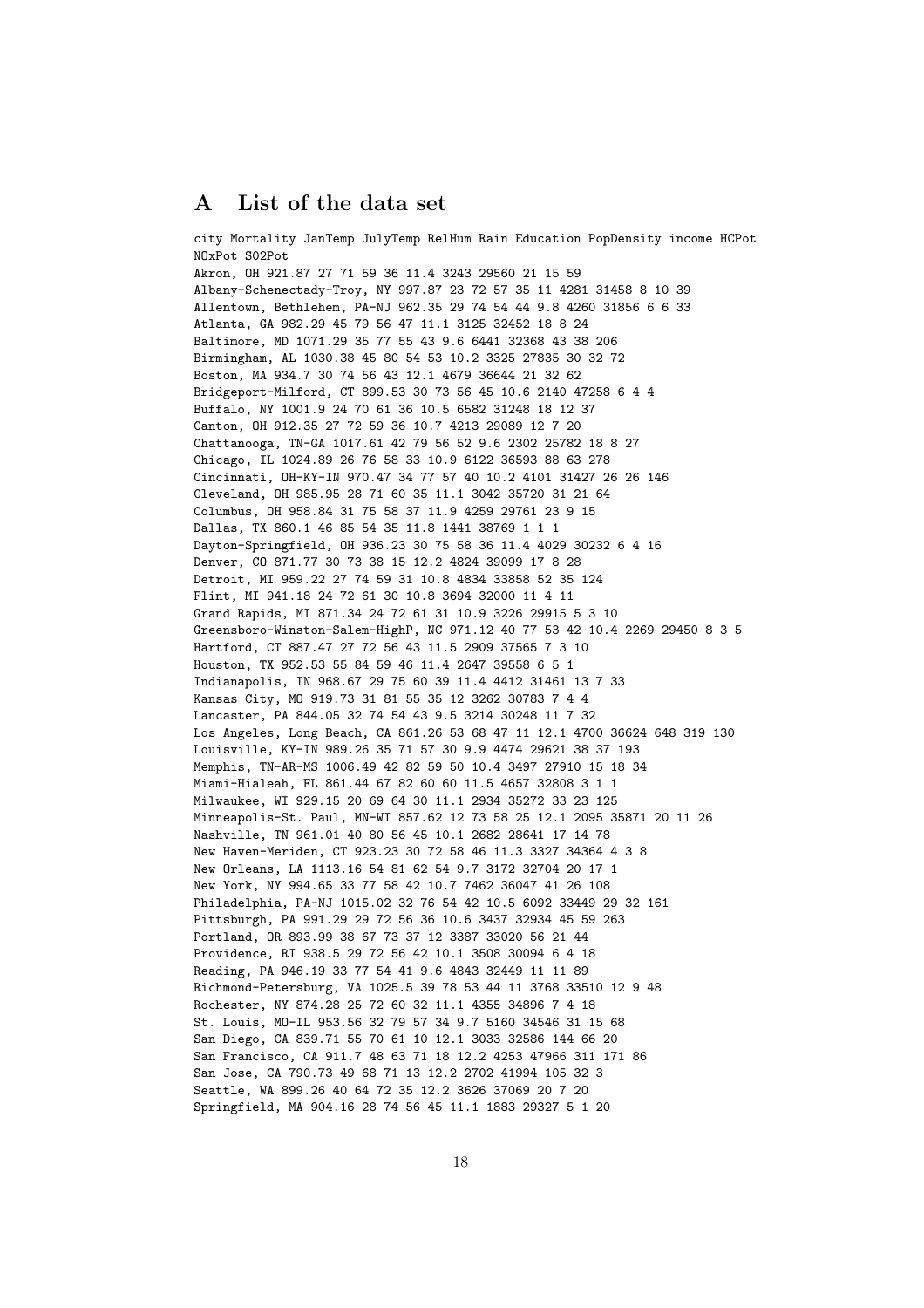# A List of the data set

```
city Mortality JanTemp JulyTemp RelHum Rain Education PopDensity income HCPot
NOxPot SO2Pot
Akron, OH 921.87 27 71 59 36 11.4 3243 29560 21 15 59
Albany-Schenectady-Troy, NY 997.87 23 72 57 35 11 4281 31458 8 10 39
Allentown, Bethlehem, PA-NJ 962.35 29 74 54 44 9.8 4260 31856 6 6 33
Atlanta, GA 982.29 45 79 56 47 11.1 3125 32452 18 8 24
Baltimore, MD 1071.29 35 77 55 43 9.6 6441 32368 43 38 206
Birmingham, AL 1030.38 45 80 54 53 10.2 3325 27835 30 32 72
Boston, MA 934.7 30 74 56 43 12.1 4679 36644 21 32 62
Bridgeport-Milford, CT 899.53 30 73 56 45 10.6 2140 47258 6 4 4
Buffalo, NY 1001.9 24 70 61 36 10.5 6582 31248 18 12 37
Canton, OH 912.35 27 72 59 36 10.7 4213 29089 12 7 20
Chattanooga, TN-GA 1017.61 42 79 56 52 9.6 2302 25782 18 8 27
Chicago, IL 1024.89 26 76 58 33 10.9 6122 36593 88 63 278
Cincinnati, OH-KY-IN 970.47 34 77 57 40 10.2 4101 31427 26 26 146
Cleveland, OH 985.95 28 71 60 35 11.1 3042 35720 31 21 64
Columbus, OH 958.84 31 75 58 37 11.9 4259 29761 23 9 15
Dallas, TX 860.1 46 85 54 35 11.8 1441 38769 1 1 1
Dayton-Springfield, OH 936.23 30 75 58 36 11.4 4029 30232 6 4 16
Denver, CO 871.77 30 73 38 15 12.2 4824 39099 17 8 28
Detroit, MI 959.22 27 74 59 31 10.8 4834 33858 52 35 124
Flint, MI 941.18 24 72 61 30 10.8 3694 32000 11 4 11
Grand Rapids, MI 871.34 24 72 61 31 10.9 3226 29915 5 3 10
Greensboro-Winston-Salem-HighP, NC 971.12 40 77 53 42 10.4 2269 29450 8 3 5
Hartford, CT 887.47 27 72 56 43 11.5 2909 37565 7 3 10
Houston, TX 952.53 55 84 59 46 11.4 2647 39558 6 5 1
Indianapolis, IN 968.67 29 75 60 39 11.4 4412 31461 13 7 33
Kansas City, MO 919.73 31 81 55 35 12 3262 30783 7 4 4
Lancaster, PA 844.05 32 74 54 43 9.5 3214 30248 11 7 32
Los Angeles, Long Beach, CA 861.26 53 68 47 11 12.1 4700 36624 648 319 130
Louisville, KY-IN 989.26 35 71 57 30 9.9 4474 29621 38 37 193
Memphis, TN-AR-MS 1006.49 42 82 59 50 10.4 3497 27910 15 18 34
Miami-Hialeah, FL 861.44 67 82 60 60 11.5 4657 32808 3 1 1
Milwaukee, WI 929.15 20 69 64 30 11.1 2934 35272 33 23 125
Minneapolis-St. Paul, MN-WI 857.62 12 73 58 25 12.1 2095 35871 20 11 26
Nashville, TN 961.01 40 80 56 45 10.1 2682 28641 17 14 78
New Haven-Meriden, CT 923.23 30 72 58 46 11.3 3327 34364 4 3 8
New Orleans, LA 1113.16 54 81 62 54 9.7 3172 32704 20 17 1
New York, NY 994.65 33 77 58 42 10.7 7462 36047 41 26 108
Philadelphia, PA-NJ 1015.02 32 76 54 42 10.5 6092 33449 29 32 161
Pittsburgh, PA 991.29 29 72 56 36 10.6 3437 32934 45 59 263
Portland, OR 893.99 38 67 73 37 12 3387 33020 56 21 44
Providence, RI 938.5 29 72 56 42 10.1 3508 30094 6 4 18
Reading, PA 946.19 33 77 54 41 9.6 4843 32449 11 11 89
Richmond-Petersburg, VA 1025.5 39 78 53 44 11 3768 33510 12 9 48
Rochester, NY 874.28 25 72 60 32 11.1 4355 34896 7 4 18
St. Louis, MO-IL 953.56 32 79 57 34 9.7 5160 34546 31 15 68
San Diego, CA 839.71 55 70 61 10 12.1 3033 32586 144 66 20
San Francisco, CA 911.7 48 63 71 18 12.2 4253 47966 311 171 86
San Jose, CA 790.73 49 68 71 13 12.2 2702 41994 105 32 3
Seattle, WA 899.26 40 64 72 35 12.2 3626 37069 20 7 20
Springfield, MA 904.16 28 74 56 45 11.1 1883 29327 5 1 20
```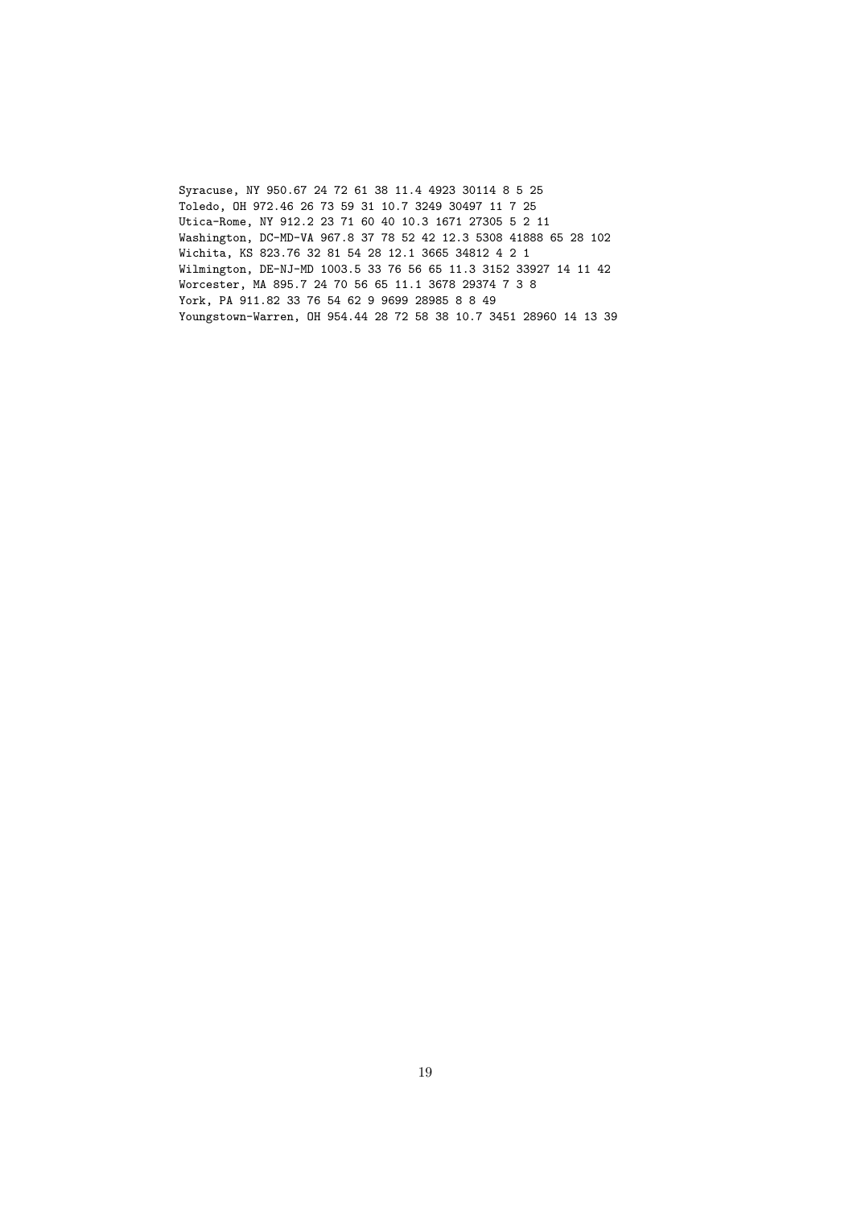```
Syracuse, NY 950.67 24 72 61 38 11.4 4923 30114 8 5 25
Toledo, OH 972.46 26 73 59 31 10.7 3249 30497 11 7 25
Utica-Rome, NY 912.2 23 71 60 40 10.3 1671 27305 5 2 11
Washington, DC-MD-VA 967.8 37 78 52 42 12.3 5308 41888 65 28 102
Wichita, KS 823.76 32 81 54 28 12.1 3665 34812 4 2 1
Wilmington, DE-NJ-MD 1003.5 33 76 56 65 11.3 3152 33927 14 11 42
Worcester, MA 895.7 24 70 56 65 11.1 3678 29374 7 3 8
York, PA 911.82 33 76 54 62 9 9699 28985 8 8 49
Youngstown-Warren, OH 954.44 28 72 58 38 10.7 3451 28960 14 13 39
```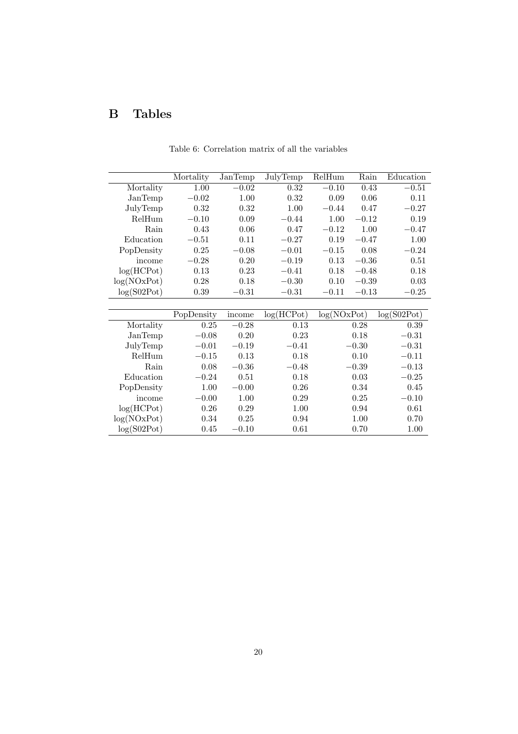# B Tables

Table 6: Correlation matrix of all the variables

| | Mortality | JanTemp | JulyTemp | RelHum | Rain | Education |
|---|---|---|---|---|---|---|
| Mortality | 1.00 | −0.02 | 0.32 | −0.10 | 0.43 | −0.51 |
| JanTemp | −0.02 | 1.00 | 0.32 | 0.09 | 0.06 | 0.11 |
| JulyTemp | 0.32 | 0.32 | 1.00 | −0.44 | 0.47 | −0.27 |
| RelHum | −0.10 | 0.09 | −0.44 | 1.00 | −0.12 | 0.19 |
| Rain | 0.43 | 0.06 | 0.47 | −0.12 | 1.00 | −0.47 |
| Education | −0.51 | 0.11 | −0.27 | 0.19 | −0.47 | 1.00 |
| PopDensity | 0.25 | −0.08 | −0.01 | −0.15 | 0.08 | −0.24 |
| income | −0.28 | 0.20 | −0.19 | 0.13 | −0.36 | 0.51 |
| log(HCPot) | 0.13 | 0.23 | −0.41 | 0.18 | −0.48 | 0.18 |
| log(NOxPot) | 0.28 | 0.18 | −0.30 | 0.10 | −0.39 | 0.03 |
| log(S02Pot) | 0.39 | −0.31 | −0.31 | −0.11 | −0.13 | −0.25 |

| | PopDensity | income | log(HCPot) | log(NOxPot) | log(S02Pot) |
|---|---|---|---|---|---|
| Mortality | 0.25 | −0.28 | 0.13 | 0.28 | 0.39 |
| JanTemp | −0.08 | 0.20 | 0.23 | 0.18 | −0.31 |
| JulyTemp | −0.01 | −0.19 | −0.41 | −0.30 | −0.31 |
| RelHum | −0.15 | 0.13 | 0.18 | 0.10 | −0.11 |
| Rain | 0.08 | −0.36 | −0.48 | −0.39 | −0.13 |
| Education | −0.24 | 0.51 | 0.18 | 0.03 | −0.25 |
| PopDensity | 1.00 | −0.00 | 0.26 | 0.34 | 0.45 |
| income | −0.00 | 1.00 | 0.29 | 0.25 | −0.10 |
| log(HCPot) | 0.26 | 0.29 | 1.00 | 0.94 | 0.61 |
| log(NOxPot) | 0.34 | 0.25 | 0.94 | 1.00 | 0.70 |
| log(S02Pot) | 0.45 | −0.10 | 0.61 | 0.70 | 1.00 |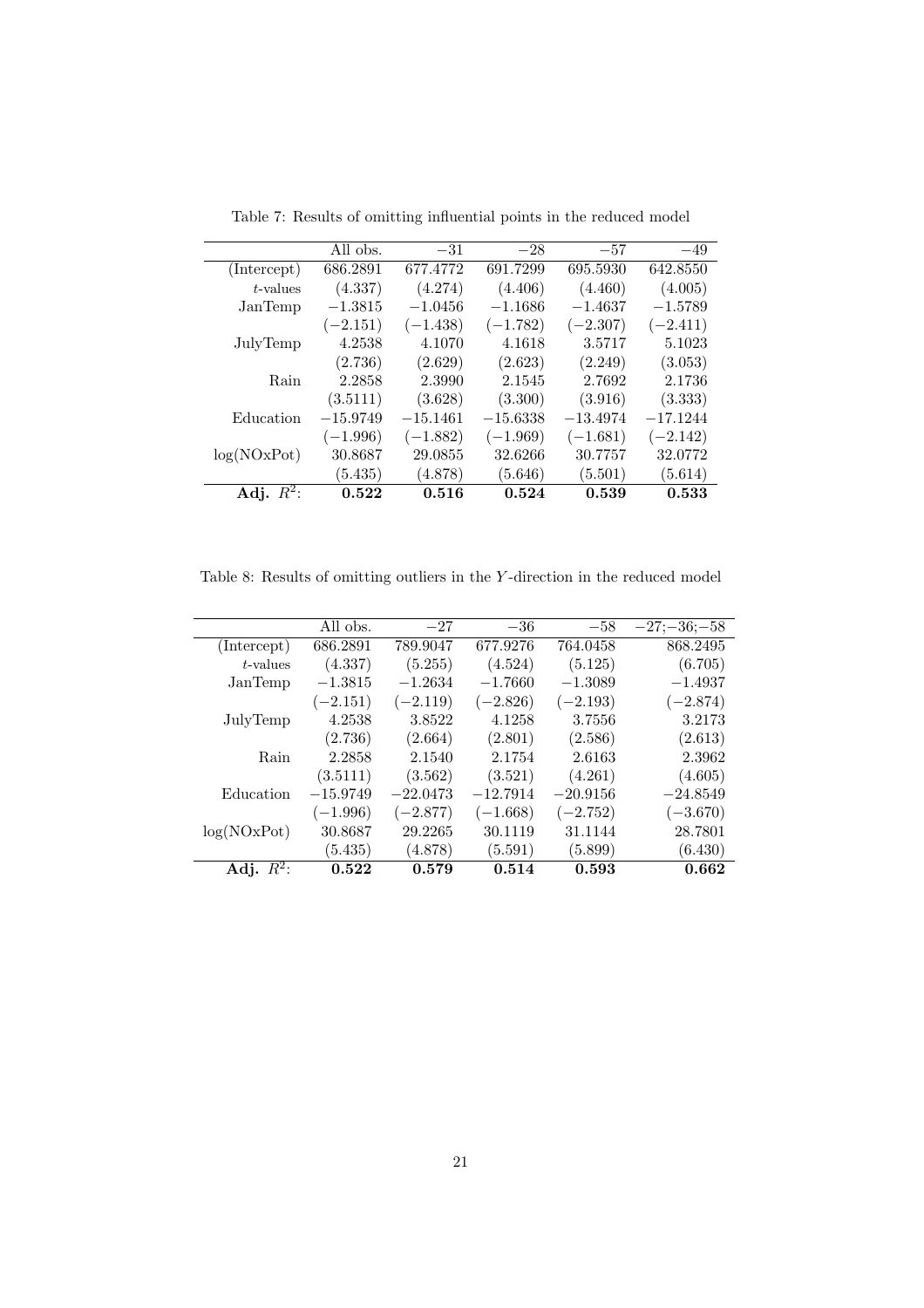Table 7: Results of omitting influential points in the reduced model

| | All obs. | $-31$ | $-28$ | $-57$ | $-49$ |
|---|---|---|---|---|---|
| (Intercept) | 686.2891 | 677.4772 | 691.7299 | 695.5930 | 642.8550 |
| $t$-values | (4.337) | (4.274) | (4.406) | (4.460) | (4.005) |
| JanTemp | $-1.3815$ | $-1.0456$ | $-1.1686$ | $-1.4637$ | $-1.5789$ |
| | $(-2.151)$ | $(-1.438)$ | $(-1.782)$ | $(-2.307)$ | $(-2.411)$ |
| JulyTemp | 4.2538 | 4.1070 | 4.1618 | 3.5717 | 5.1023 |
| | (2.736) | (2.629) | (2.623) | (2.249) | (3.053) |
| Rain | 2.2858 | 2.3990 | 2.1545 | 2.7692 | 2.1736 |
| | (3.5111) | (3.628) | (3.300) | (3.916) | (3.333) |
| Education | $-15.9749$ | $-15.1461$ | $-15.6338$ | $-13.4974$ | $-17.1244$ |
| | $(-1.996)$ | $(-1.882)$ | $(-1.969)$ | $(-1.681)$ | $(-2.142)$ |
| log(NOxPot) | 30.8687 | 29.0855 | 32.6266 | 30.7757 | 32.0772 |
| | (5.435) | (4.878) | (5.646) | (5.501) | (5.614) |
| **Adj. $R^2$:** | **0.522** | **0.516** | **0.524** | **0.539** | **0.533** |

Table 8: Results of omitting outliers in the $Y$-direction in the reduced model

| | All obs. | $-27$ | $-36$ | $-58$ | $-27;-36;-58$ |
|---|---|---|---|---|---|
| (Intercept) | 686.2891 | 789.9047 | 677.9276 | 764.0458 | 868.2495 |
| $t$-values | (4.337) | (5.255) | (4.524) | (5.125) | (6.705) |
| JanTemp | $-1.3815$ | $-1.2634$ | $-1.7660$ | $-1.3089$ | $-1.4937$ |
| | $(-2.151)$ | $(-2.119)$ | $(-2.826)$ | $(-2.193)$ | $(-2.874)$ |
| JulyTemp | 4.2538 | 3.8522 | 4.1258 | 3.7556 | 3.2173 |
| | (2.736) | (2.664) | (2.801) | (2.586) | (2.613) |
| Rain | 2.2858 | 2.1540 | 2.1754 | 2.6163 | 2.3962 |
| | (3.5111) | (3.562) | (3.521) | (4.261) | (4.605) |
| Education | $-15.9749$ | $-22.0473$ | $-12.7914$ | $-20.9156$ | $-24.8549$ |
| | $(-1.996)$ | $(-2.877)$ | $(-1.668)$ | $(-2.752)$ | $(-3.670)$ |
| log(NOxPot) | 30.8687 | 29.2265 | 30.1119 | 31.1144 | 28.7801 |
| | (5.435) | (4.878) | (5.591) | (5.899) | (6.430) |
| **Adj. $R^2$:** | **0.522** | **0.579** | **0.514** | **0.593** | **0.662** |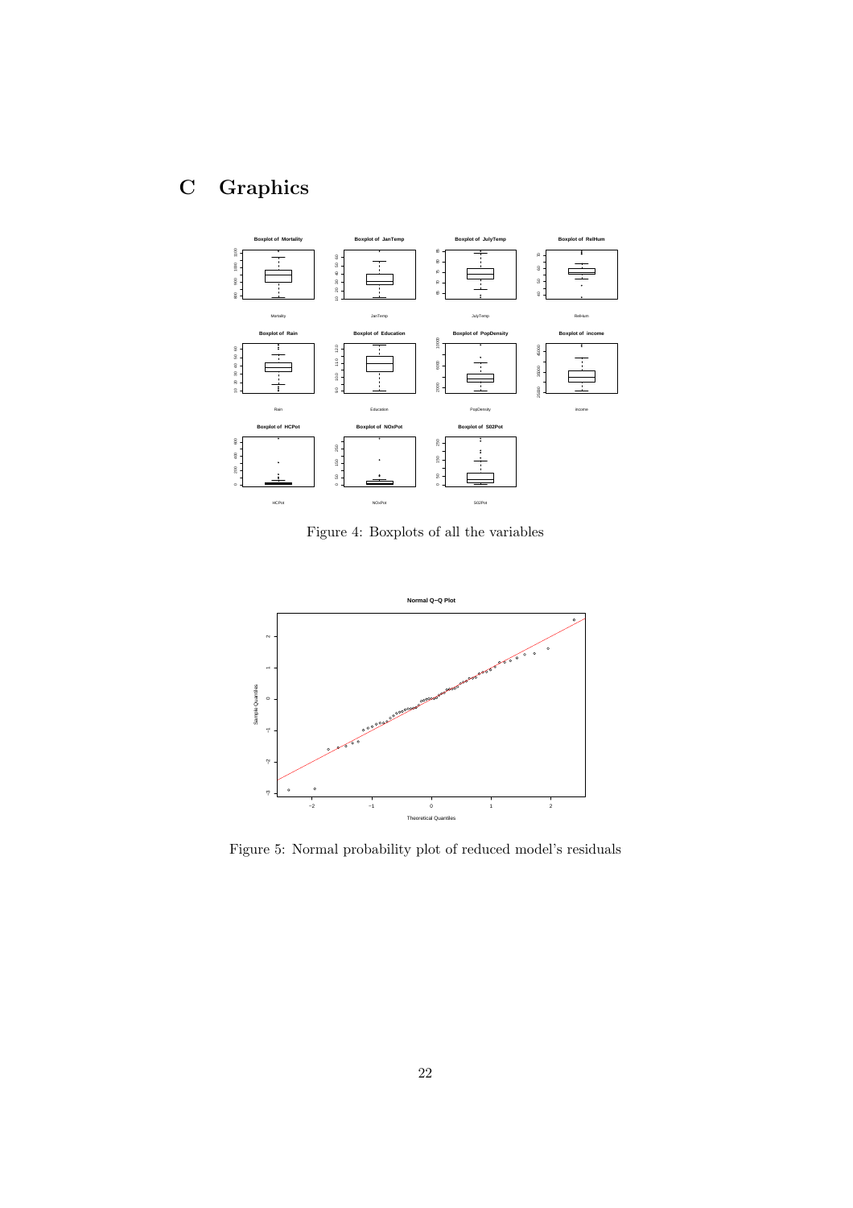# C Graphics

Figure 4: Boxplots of all the variables

Figure 5: Normal probability plot of reduced model's residuals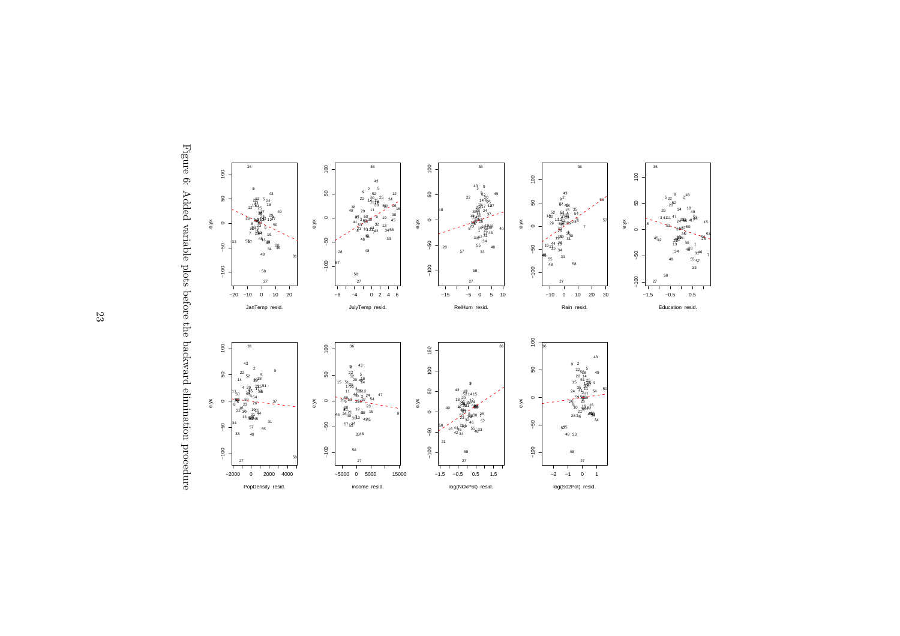Figure 6: Added variable plots before the backward elimination procedure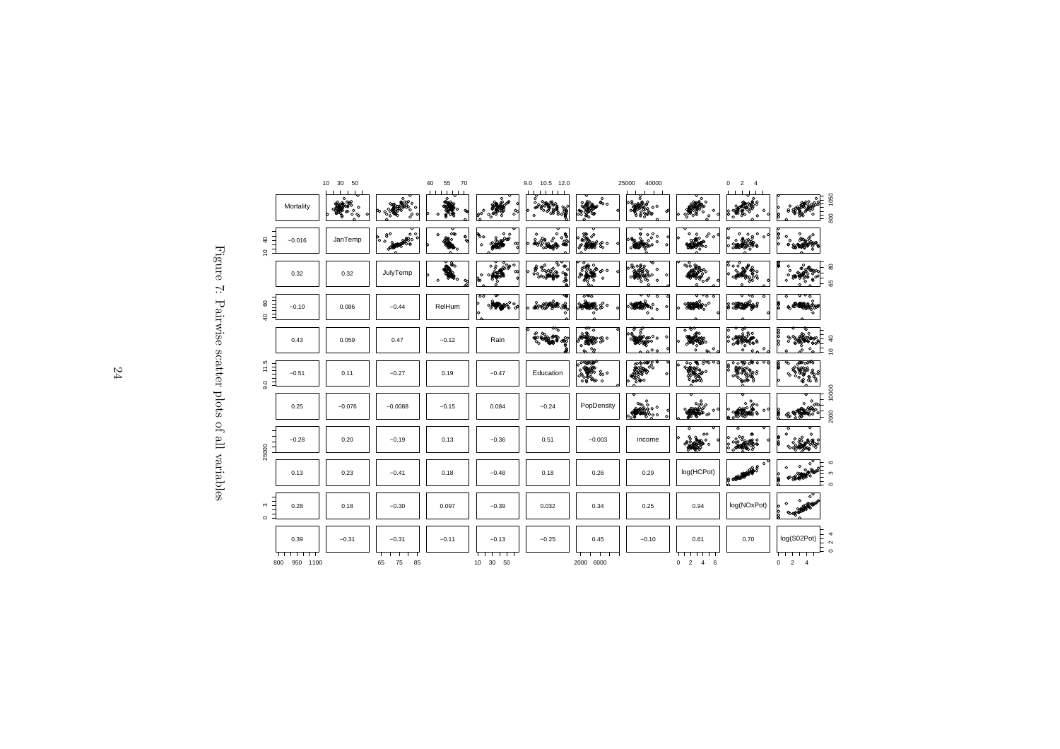Figure 7: Pairwise scatter plots of all variables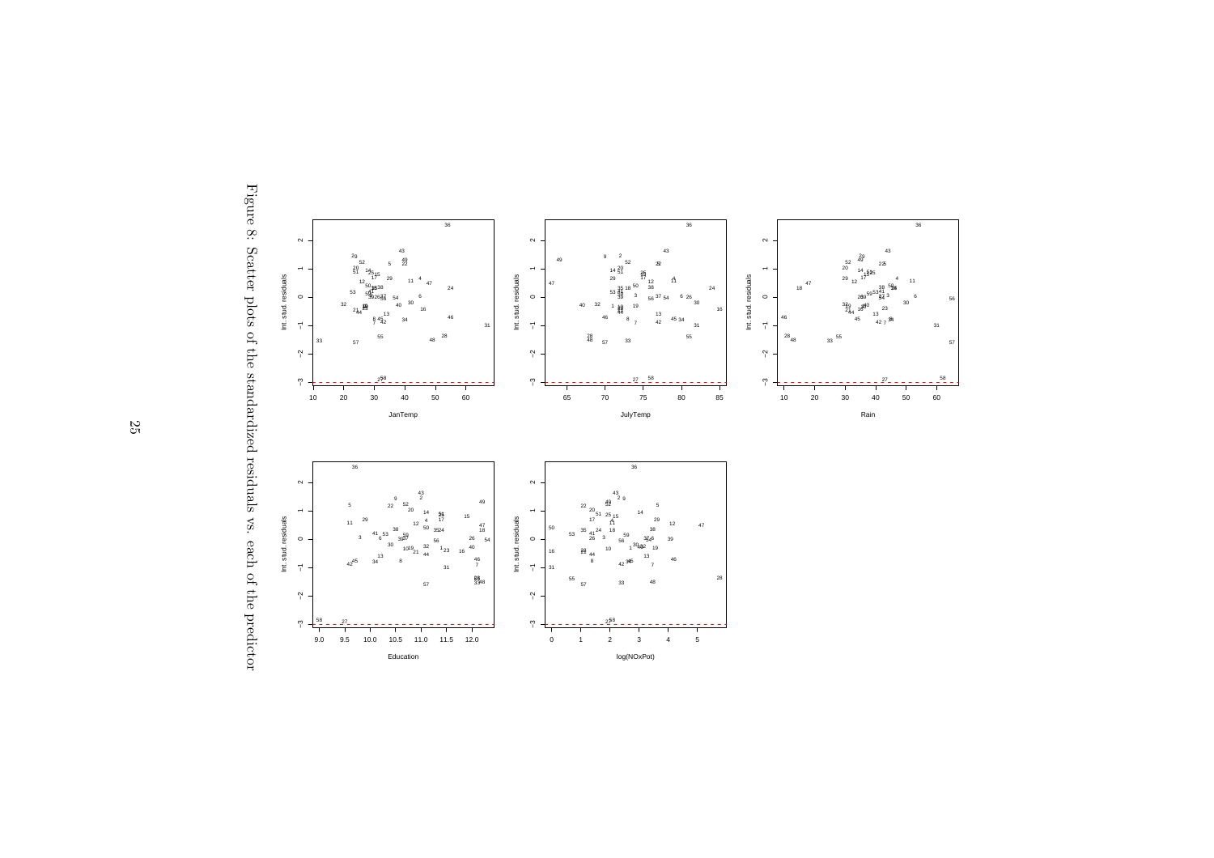Figure 8: Scatter plots of the standardized residuals vs. each of the predictor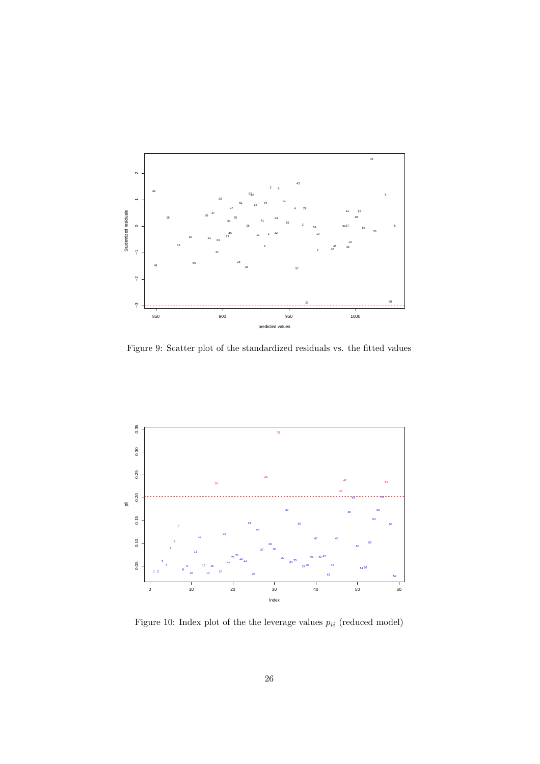Figure 9: Scatter plot of the standardized residuals vs. the fitted values

Figure 10: Index plot of the the leverage values $p_{ii}$ (reduced model)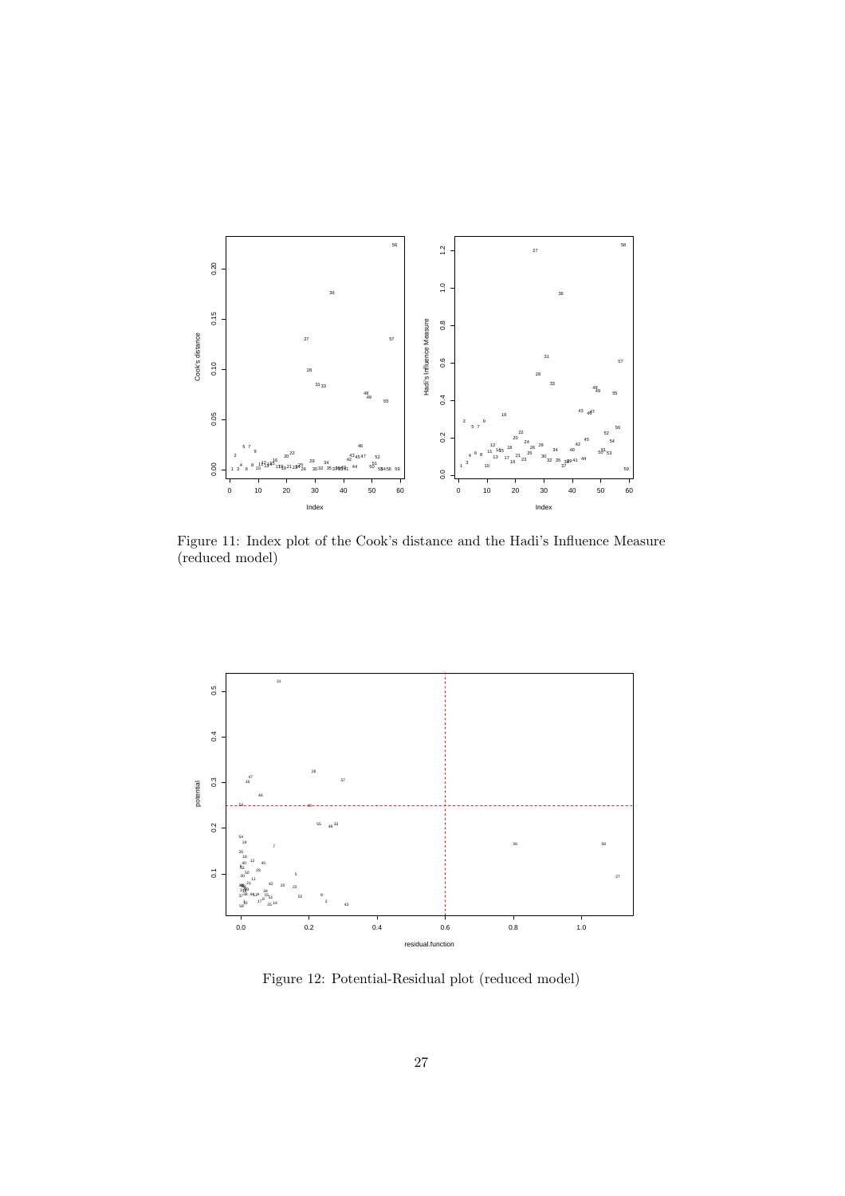Figure 11: Index plot of the Cook's distance and the Hadi's Influence Measure (reduced model)

Figure 12: Potential-Residual plot (reduced model)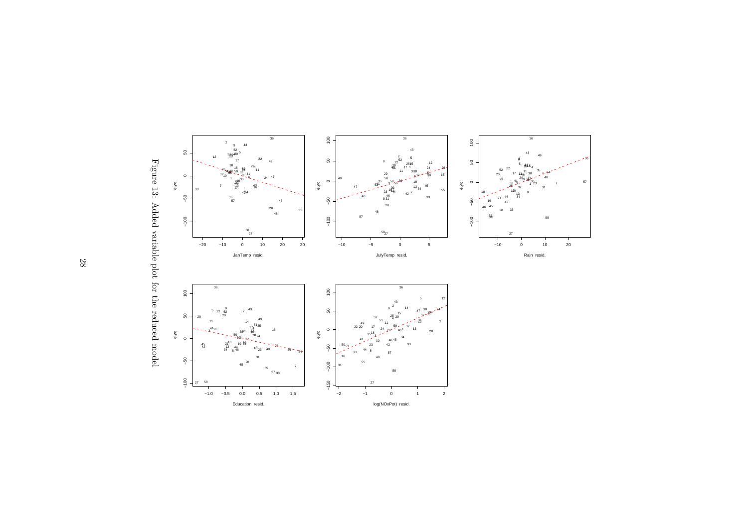Figure 13: Added variable plot for the reduced model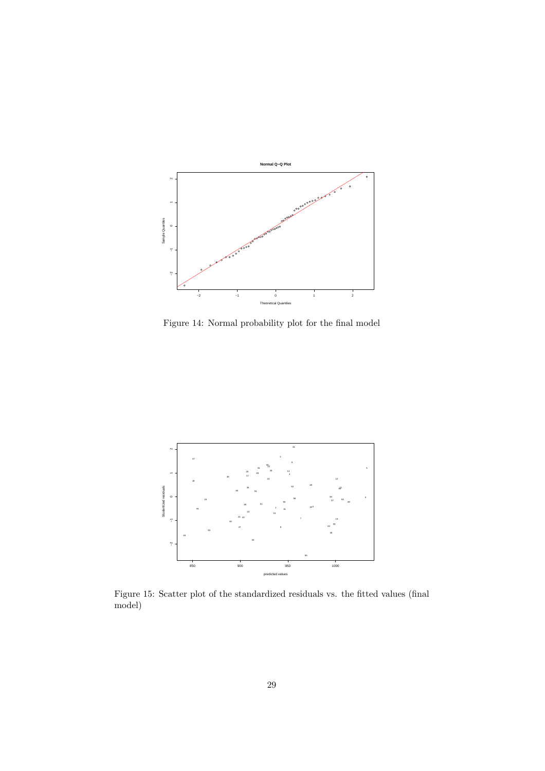Figure 14: Normal probability plot for the final model

Figure 15: Scatter plot of the standardized residuals vs. the fitted values (final model)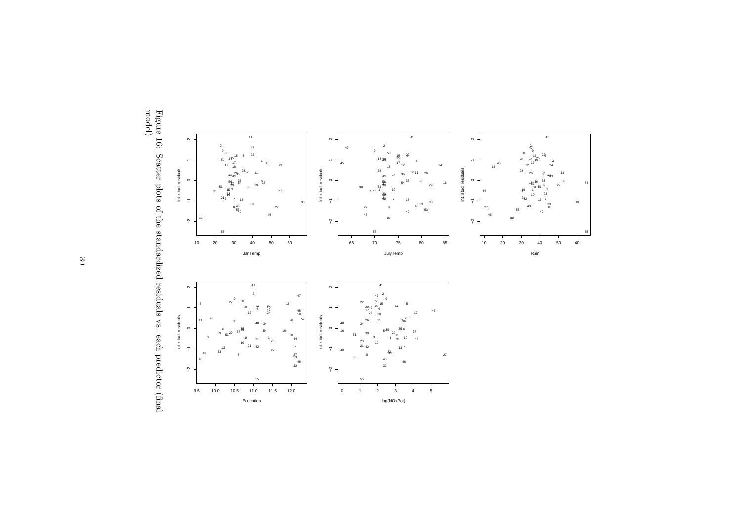Int. stud. residuals

JanTemp

JulyTemp

Rain

Education

log(NOxPot)

Figure 16: Scatter plots of the standardized residuals vs. each predictor (final model)